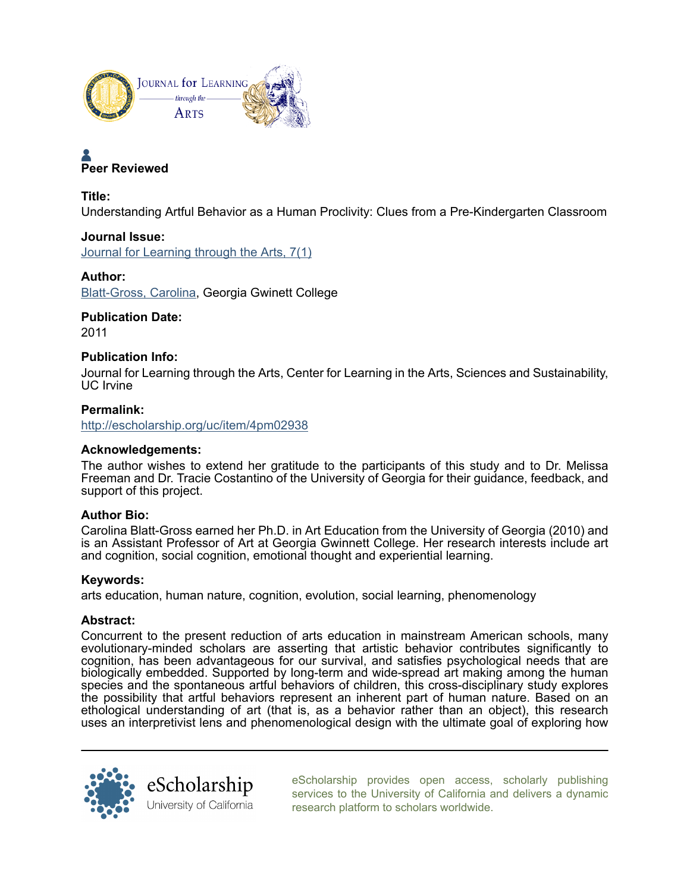**Peer Reviewed**

**Title:**

Understanding Artful Behavior as a Human Proclivity: Clues from a Pre-Kindergarten Classroom

**Journal Issue:**

Journal for Learning through the Arts, 7(1)

**Author:**

Blatt-Gross, Carolina, Georgia Gwinett College

**Publication Date:**

2011

**Publication Info:**

Journal for Learning through the Arts, Center for Learning in the Arts, Sciences and Sustainability, UC Irvine

**Permalink:**

http://escholarship.org/uc/item/4pm02938

**Acknowledgements:**

The author wishes to extend her gratitude to the participants of this study and to Dr. Melissa Freeman and Dr. Tracie Costantino of the University of Georgia for their guidance, feedback, and support of this project.

**Author Bio:**

Carolina Blatt-Gross earned her Ph.D. in Art Education from the University of Georgia (2010) and is an Assistant Professor of Art at Georgia Gwinnett College. Her research interests include art and cognition, social cognition, emotional thought and experiential learning.

**Keywords:**

arts education, human nature, cognition, evolution, social learning, phenomenology

**Abstract:**

Concurrent to the present reduction of arts education in mainstream American schools, many evolutionary-minded scholars are asserting that artistic behavior contributes significantly to cognition, has been advantageous for our survival, and satisfies psychological needs that are biologically embedded. Supported by long-term and wide-spread art making among the human species and the spontaneous artful behaviors of children, this cross-disciplinary study explores the possibility that artful behaviors represent an inherent part of human nature. Based on an ethological understanding of art (that is, as a behavior rather than an object), this research uses an interpretivist lens and phenomenological design with the ultimate goal of exploring how

eScholarship provides open access, scholarly publishing services to the University of California and delivers a dynamic research platform to scholars worldwide.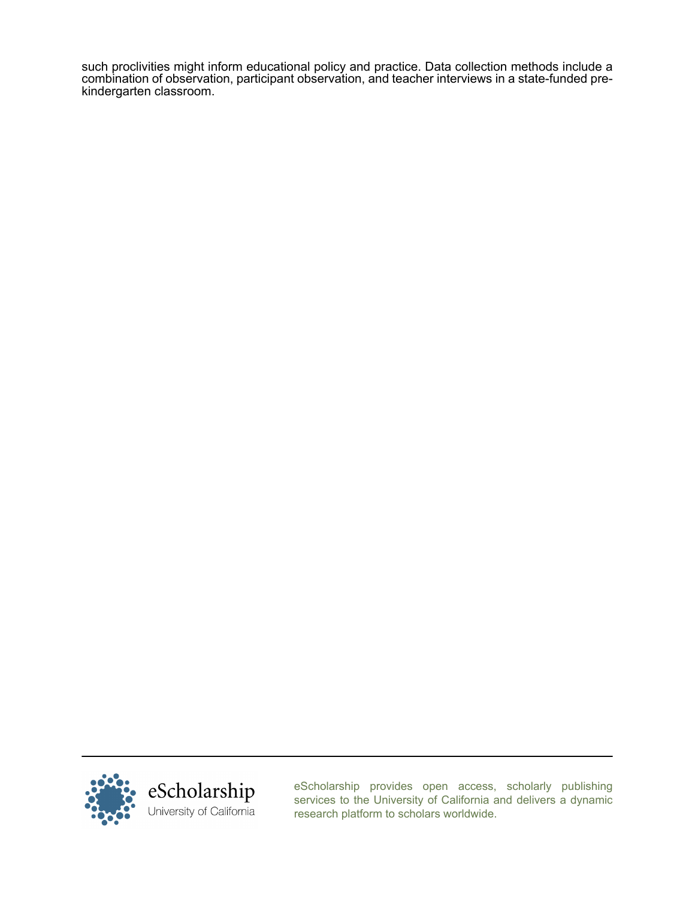such proclivities might inform educational policy and practice. Data collection methods include a combination of observation, participant observation, and teacher interviews in a state-funded pre-kindergarten classroom.

eScholarship
University of California

eScholarship provides open access, scholarly publishing services to the University of California and delivers a dynamic research platform to scholars worldwide.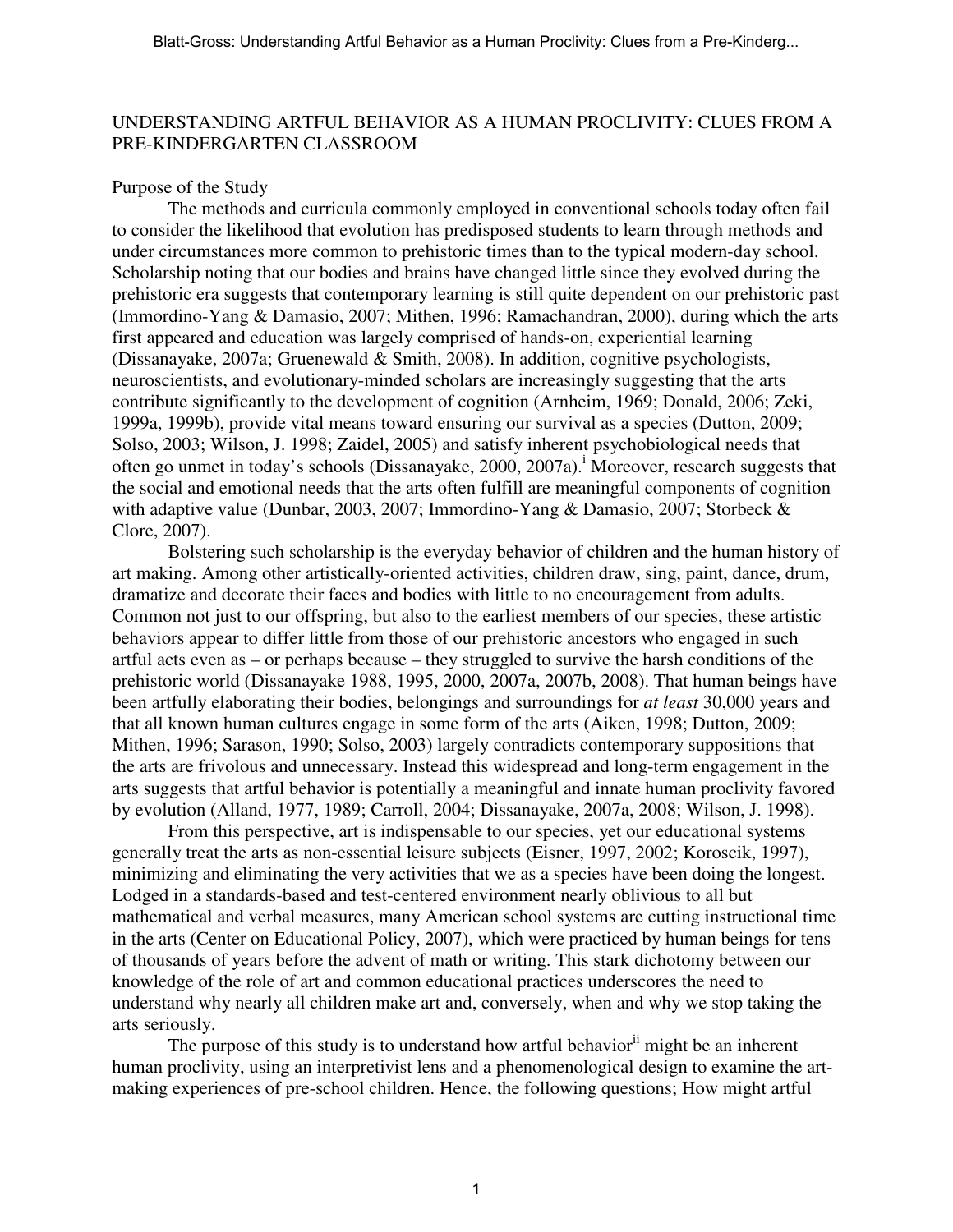# UNDERSTANDING ARTFUL BEHAVIOR AS A HUMAN PROCLIVITY: CLUES FROM A PRE-KINDERGARTEN CLASSROOM

## Purpose of the Study

The methods and curricula commonly employed in conventional schools today often fail to consider the likelihood that evolution has predisposed students to learn through methods and under circumstances more common to prehistoric times than to the typical modern-day school. Scholarship noting that our bodies and brains have changed little since they evolved during the prehistoric era suggests that contemporary learning is still quite dependent on our prehistoric past (Immordino-Yang & Damasio, 2007; Mithen, 1996; Ramachandran, 2000), during which the arts first appeared and education was largely comprised of hands-on, experiential learning (Dissanayake, 2007a; Gruenewald & Smith, 2008). In addition, cognitive psychologists, neuroscientists, and evolutionary-minded scholars are increasingly suggesting that the arts contribute significantly to the development of cognition (Arnheim, 1969; Donald, 2006; Zeki, 1999a, 1999b), provide vital means toward ensuring our survival as a species (Dutton, 2009; Solso, 2003; Wilson, J. 1998; Zaidel, 2005) and satisfy inherent psychobiological needs that often go unmet in today's schools (Dissanayake, 2000, 2007a).[i] Moreover, research suggests that the social and emotional needs that the arts often fulfill are meaningful components of cognition with adaptive value (Dunbar, 2003, 2007; Immordino-Yang & Damasio, 2007; Storbeck & Clore, 2007).

Bolstering such scholarship is the everyday behavior of children and the human history of art making. Among other artistically-oriented activities, children draw, sing, paint, dance, drum, dramatize and decorate their faces and bodies with little to no encouragement from adults. Common not just to our offspring, but also to the earliest members of our species, these artistic behaviors appear to differ little from those of our prehistoric ancestors who engaged in such artful acts even as – or perhaps because – they struggled to survive the harsh conditions of the prehistoric world (Dissanayake 1988, 1995, 2000, 2007a, 2007b, 2008). That human beings have been artfully elaborating their bodies, belongings and surroundings for *at least* 30,000 years and that all known human cultures engage in some form of the arts (Aiken, 1998; Dutton, 2009; Mithen, 1996; Sarason, 1990; Solso, 2003) largely contradicts contemporary suppositions that the arts are frivolous and unnecessary. Instead this widespread and long-term engagement in the arts suggests that artful behavior is potentially a meaningful and innate human proclivity favored by evolution (Alland, 1977, 1989; Carroll, 2004; Dissanayake, 2007a, 2008; Wilson, J. 1998).

From this perspective, art is indispensable to our species, yet our educational systems generally treat the arts as non-essential leisure subjects (Eisner, 1997, 2002; Koroscik, 1997), minimizing and eliminating the very activities that we as a species have been doing the longest. Lodged in a standards-based and test-centered environment nearly oblivious to all but mathematical and verbal measures, many American school systems are cutting instructional time in the arts (Center on Educational Policy, 2007), which were practiced by human beings for tens of thousands of years before the advent of math or writing. This stark dichotomy between our knowledge of the role of art and common educational practices underscores the need to understand why nearly all children make art and, conversely, when and why we stop taking the arts seriously.

The purpose of this study is to understand how artful behavior[ii] might be an inherent human proclivity, using an interpretivist lens and a phenomenological design to examine the art-making experiences of pre-school children. Hence, the following questions; How might artful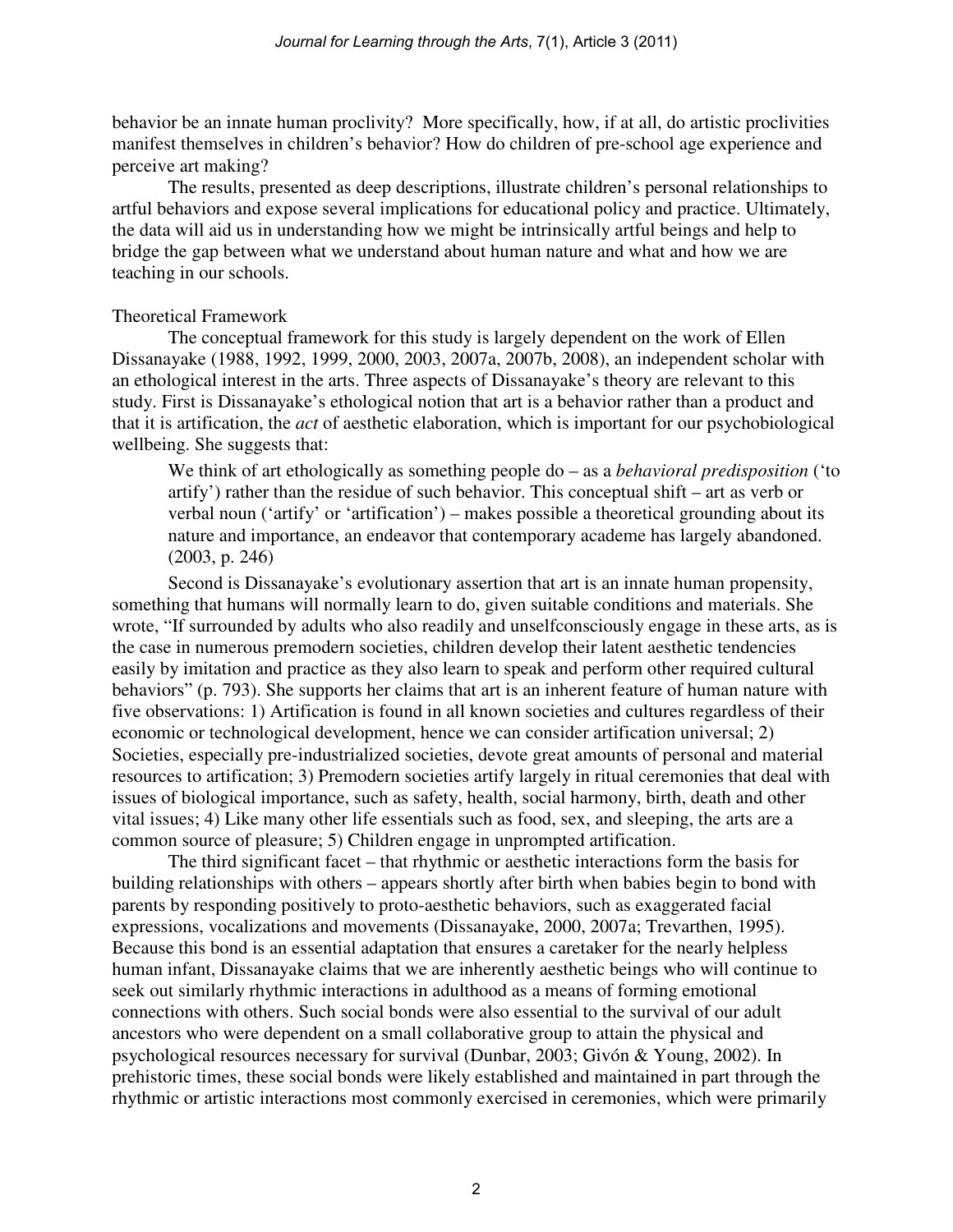behavior be an innate human proclivity? More specifically, how, if at all, do artistic proclivities manifest themselves in children's behavior? How do children of pre-school age experience and perceive art making?

The results, presented as deep descriptions, illustrate children's personal relationships to artful behaviors and expose several implications for educational policy and practice. Ultimately, the data will aid us in understanding how we might be intrinsically artful beings and help to bridge the gap between what we understand about human nature and what and how we are teaching in our schools.

## Theoretical Framework

The conceptual framework for this study is largely dependent on the work of Ellen Dissanayake (1988, 1992, 1999, 2000, 2003, 2007a, 2007b, 2008), an independent scholar with an ethological interest in the arts. Three aspects of Dissanayake's theory are relevant to this study. First is Dissanayake's ethological notion that art is a behavior rather than a product and that it is artification, the *act* of aesthetic elaboration, which is important for our psychobiological wellbeing. She suggests that:

> We think of art ethologically as something people do – as a *behavioral predisposition* ('to artify') rather than the residue of such behavior. This conceptual shift – art as verb or verbal noun ('artify' or 'artification') – makes possible a theoretical grounding about its nature and importance, an endeavor that contemporary academe has largely abandoned. (2003, p. 246)

Second is Dissanayake's evolutionary assertion that art is an innate human propensity, something that humans will normally learn to do, given suitable conditions and materials. She wrote, "If surrounded by adults who also readily and unselfconsciously engage in these arts, as is the case in numerous premodern societies, children develop their latent aesthetic tendencies easily by imitation and practice as they also learn to speak and perform other required cultural behaviors" (p. 793). She supports her claims that art is an inherent feature of human nature with five observations: 1) Artification is found in all known societies and cultures regardless of their economic or technological development, hence we can consider artification universal; 2) Societies, especially pre-industrialized societies, devote great amounts of personal and material resources to artification; 3) Premodern societies artify largely in ritual ceremonies that deal with issues of biological importance, such as safety, health, social harmony, birth, death and other vital issues; 4) Like many other life essentials such as food, sex, and sleeping, the arts are a common source of pleasure; 5) Children engage in unprompted artification.

The third significant facet – that rhythmic or aesthetic interactions form the basis for building relationships with others – appears shortly after birth when babies begin to bond with parents by responding positively to proto-aesthetic behaviors, such as exaggerated facial expressions, vocalizations and movements (Dissanayake, 2000, 2007a; Trevarthen, 1995). Because this bond is an essential adaptation that ensures a caretaker for the nearly helpless human infant, Dissanayake claims that we are inherently aesthetic beings who will continue to seek out similarly rhythmic interactions in adulthood as a means of forming emotional connections with others. Such social bonds were also essential to the survival of our adult ancestors who were dependent on a small collaborative group to attain the physical and psychological resources necessary for survival (Dunbar, 2003; Givón & Young, 2002). In prehistoric times, these social bonds were likely established and maintained in part through the rhythmic or artistic interactions most commonly exercised in ceremonies, which were primarily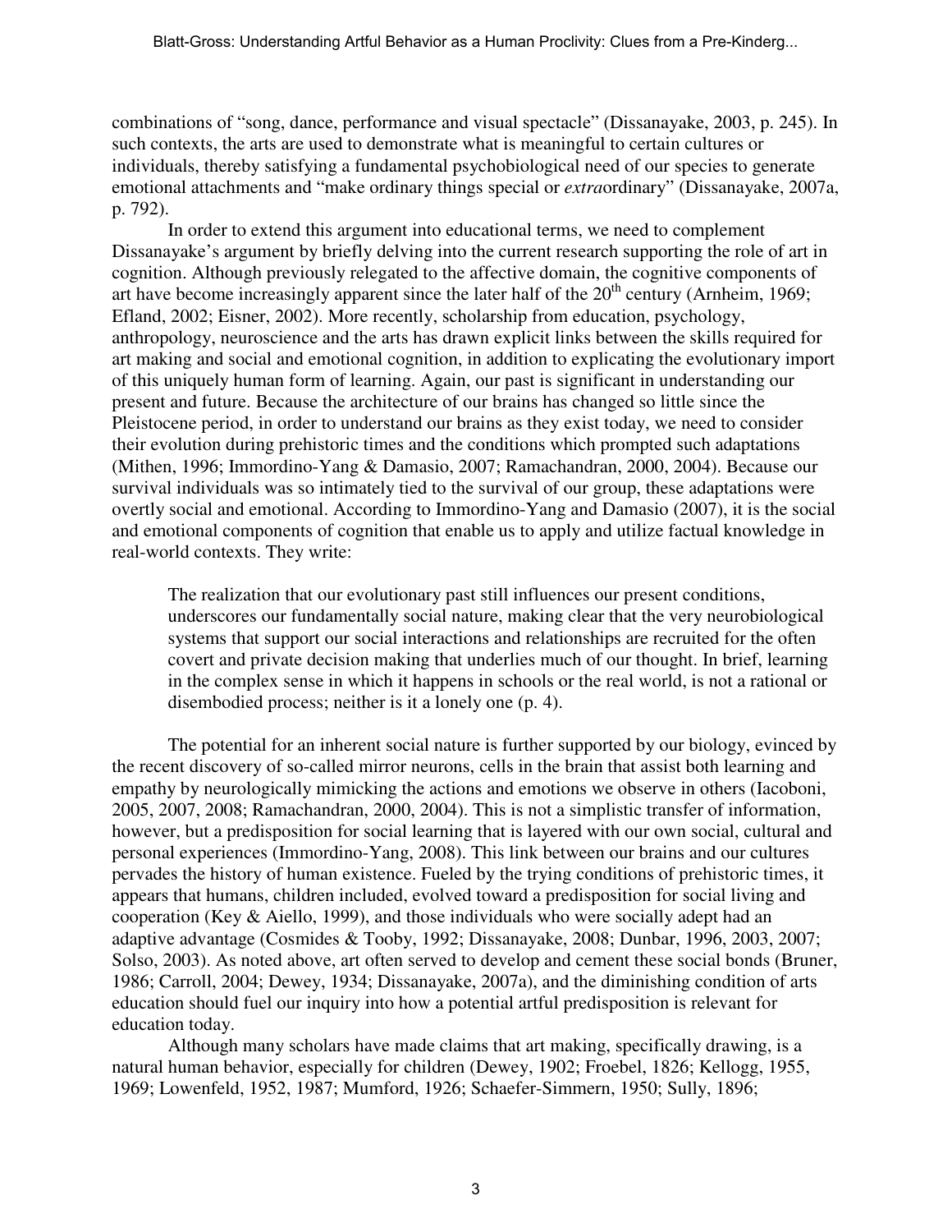combinations of "song, dance, performance and visual spectacle" (Dissanayake, 2003, p. 245). In such contexts, the arts are used to demonstrate what is meaningful to certain cultures or individuals, thereby satisfying a fundamental psychobiological need of our species to generate emotional attachments and "make ordinary things special or *extra*ordinary" (Dissanayake, 2007a, p. 792).

In order to extend this argument into educational terms, we need to complement Dissanayake's argument by briefly delving into the current research supporting the role of art in cognition. Although previously relegated to the affective domain, the cognitive components of art have become increasingly apparent since the later half of the 20th century (Arnheim, 1969; Efland, 2002; Eisner, 2002). More recently, scholarship from education, psychology, anthropology, neuroscience and the arts has drawn explicit links between the skills required for art making and social and emotional cognition, in addition to explicating the evolutionary import of this uniquely human form of learning. Again, our past is significant in understanding our present and future. Because the architecture of our brains has changed so little since the Pleistocene period, in order to understand our brains as they exist today, we need to consider their evolution during prehistoric times and the conditions which prompted such adaptations (Mithen, 1996; Immordino-Yang & Damasio, 2007; Ramachandran, 2000, 2004). Because our survival individuals was so intimately tied to the survival of our group, these adaptations were overtly social and emotional. According to Immordino-Yang and Damasio (2007), it is the social and emotional components of cognition that enable us to apply and utilize factual knowledge in real-world contexts. They write:

> The realization that our evolutionary past still influences our present conditions, underscores our fundamentally social nature, making clear that the very neurobiological systems that support our social interactions and relationships are recruited for the often covert and private decision making that underlies much of our thought. In brief, learning in the complex sense in which it happens in schools or the real world, is not a rational or disembodied process; neither is it a lonely one (p. 4).

The potential for an inherent social nature is further supported by our biology, evinced by the recent discovery of so-called mirror neurons, cells in the brain that assist both learning and empathy by neurologically mimicking the actions and emotions we observe in others (Iacoboni, 2005, 2007, 2008; Ramachandran, 2000, 2004). This is not a simplistic transfer of information, however, but a predisposition for social learning that is layered with our own social, cultural and personal experiences (Immordino-Yang, 2008). This link between our brains and our cultures pervades the history of human existence. Fueled by the trying conditions of prehistoric times, it appears that humans, children included, evolved toward a predisposition for social living and cooperation (Key & Aiello, 1999), and those individuals who were socially adept had an adaptive advantage (Cosmides & Tooby, 1992; Dissanayake, 2008; Dunbar, 1996, 2003, 2007; Solso, 2003). As noted above, art often served to develop and cement these social bonds (Bruner, 1986; Carroll, 2004; Dewey, 1934; Dissanayake, 2007a), and the diminishing condition of arts education should fuel our inquiry into how a potential artful predisposition is relevant for education today.

Although many scholars have made claims that art making, specifically drawing, is a natural human behavior, especially for children (Dewey, 1902; Froebel, 1826; Kellogg, 1955, 1969; Lowenfeld, 1952, 1987; Mumford, 1926; Schaefer-Simmern, 1950; Sully, 1896;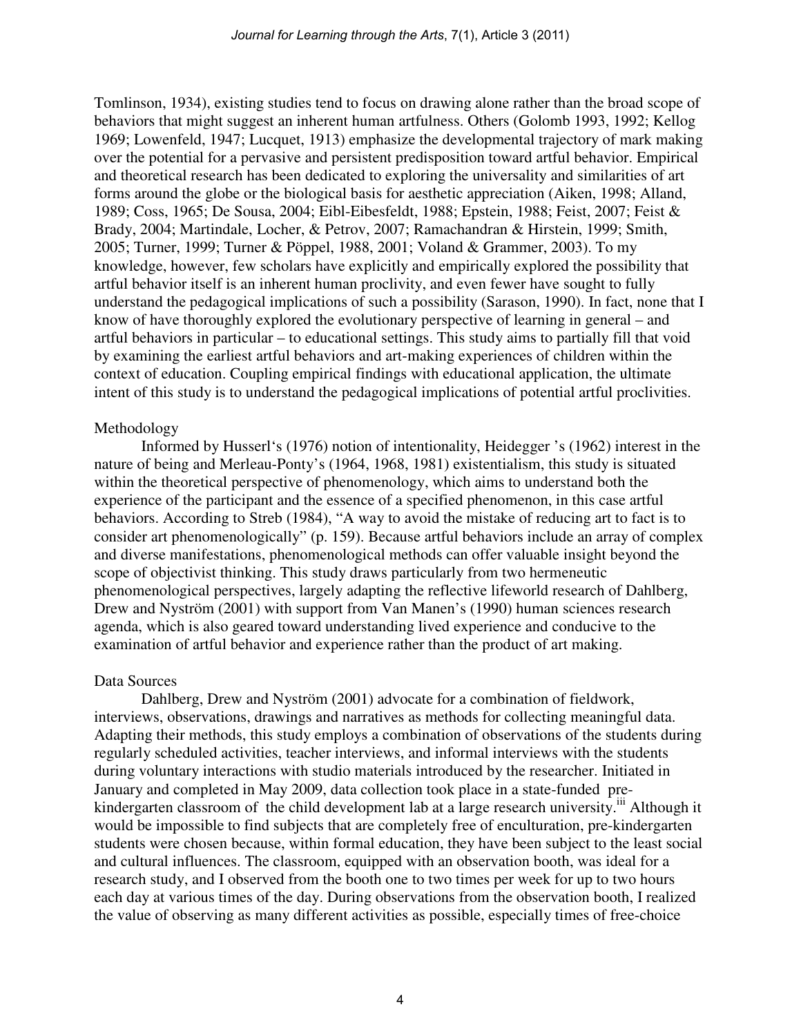Tomlinson, 1934), existing studies tend to focus on drawing alone rather than the broad scope of behaviors that might suggest an inherent human artfulness. Others (Golomb 1993, 1992; Kellog 1969; Lowenfeld, 1947; Lucquet, 1913) emphasize the developmental trajectory of mark making over the potential for a pervasive and persistent predisposition toward artful behavior. Empirical and theoretical research has been dedicated to exploring the universality and similarities of art forms around the globe or the biological basis for aesthetic appreciation (Aiken, 1998; Alland, 1989; Coss, 1965; De Sousa, 2004; Eibl-Eibesfeldt, 1988; Epstein, 1988; Feist, 2007; Feist & Brady, 2004; Martindale, Locher, & Petrov, 2007; Ramachandran & Hirstein, 1999; Smith, 2005; Turner, 1999; Turner & Pöppel, 1988, 2001; Voland & Grammer, 2003). To my knowledge, however, few scholars have explicitly and empirically explored the possibility that artful behavior itself is an inherent human proclivity, and even fewer have sought to fully understand the pedagogical implications of such a possibility (Sarason, 1990). In fact, none that I know of have thoroughly explored the evolutionary perspective of learning in general – and artful behaviors in particular – to educational settings. This study aims to partially fill that void by examining the earliest artful behaviors and art-making experiences of children within the context of education. Coupling empirical findings with educational application, the ultimate intent of this study is to understand the pedagogical implications of potential artful proclivities.

## Methodology

Informed by Husserl's (1976) notion of intentionality, Heidegger 's (1962) interest in the nature of being and Merleau-Ponty's (1964, 1968, 1981) existentialism, this study is situated within the theoretical perspective of phenomenology, which aims to understand both the experience of the participant and the essence of a specified phenomenon, in this case artful behaviors. According to Streb (1984), "A way to avoid the mistake of reducing art to fact is to consider art phenomenologically" (p. 159). Because artful behaviors include an array of complex and diverse manifestations, phenomenological methods can offer valuable insight beyond the scope of objectivist thinking. This study draws particularly from two hermeneutic phenomenological perspectives, largely adapting the reflective lifeworld research of Dahlberg, Drew and Nyström (2001) with support from Van Manen's (1990) human sciences research agenda, which is also geared toward understanding lived experience and conducive to the examination of artful behavior and experience rather than the product of art making.

## Data Sources

Dahlberg, Drew and Nyström (2001) advocate for a combination of fieldwork, interviews, observations, drawings and narratives as methods for collecting meaningful data. Adapting their methods, this study employs a combination of observations of the students during regularly scheduled activities, teacher interviews, and informal interviews with the students during voluntary interactions with studio materials introduced by the researcher. Initiated in January and completed in May 2009, data collection took place in a state-funded pre-kindergarten classroom of the child development lab at a large research university.[iii] Although it would be impossible to find subjects that are completely free of enculturation, pre-kindergarten students were chosen because, within formal education, they have been subject to the least social and cultural influences. The classroom, equipped with an observation booth, was ideal for a research study, and I observed from the booth one to two times per week for up to two hours each day at various times of the day. During observations from the observation booth, I realized the value of observing as many different activities as possible, especially times of free-choice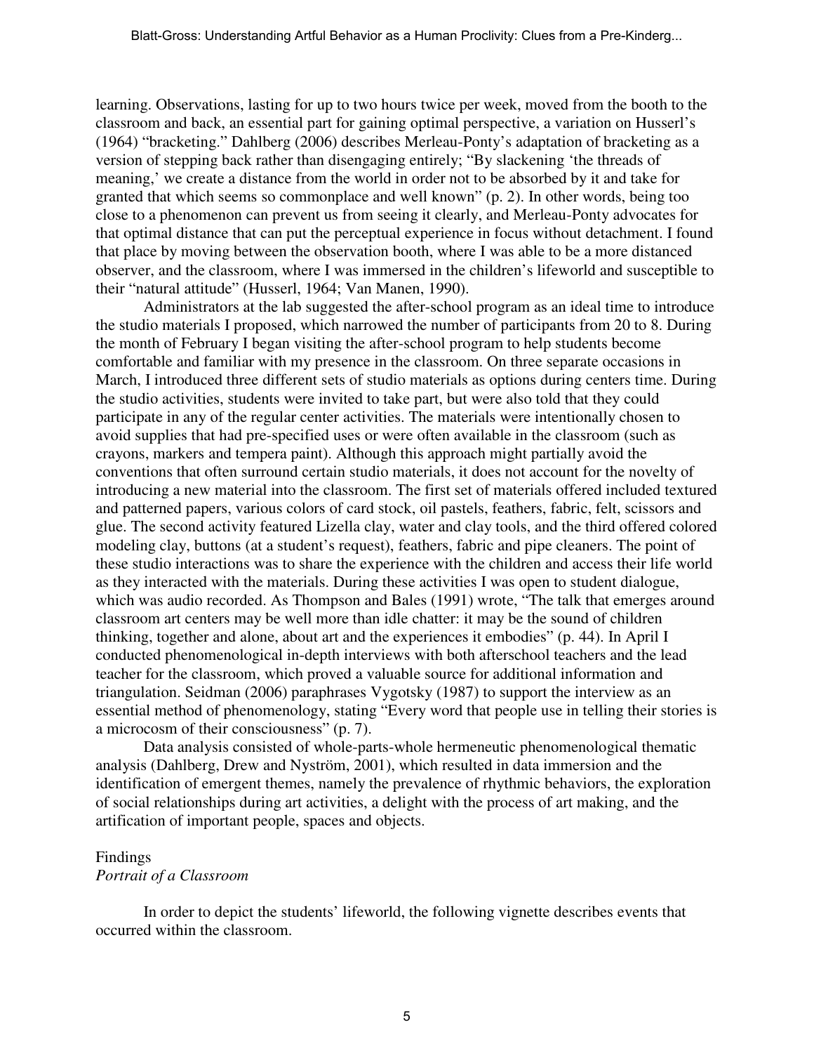learning. Observations, lasting for up to two hours twice per week, moved from the booth to the classroom and back, an essential part for gaining optimal perspective, a variation on Husserl's (1964) "bracketing." Dahlberg (2006) describes Merleau-Ponty's adaptation of bracketing as a version of stepping back rather than disengaging entirely; "By slackening 'the threads of meaning,' we create a distance from the world in order not to be absorbed by it and take for granted that which seems so commonplace and well known" (p. 2). In other words, being too close to a phenomenon can prevent us from seeing it clearly, and Merleau-Ponty advocates for that optimal distance that can put the perceptual experience in focus without detachment. I found that place by moving between the observation booth, where I was able to be a more distanced observer, and the classroom, where I was immersed in the children's lifeworld and susceptible to their "natural attitude" (Husserl, 1964; Van Manen, 1990).

Administrators at the lab suggested the after-school program as an ideal time to introduce the studio materials I proposed, which narrowed the number of participants from 20 to 8. During the month of February I began visiting the after-school program to help students become comfortable and familiar with my presence in the classroom. On three separate occasions in March, I introduced three different sets of studio materials as options during centers time. During the studio activities, students were invited to take part, but were also told that they could participate in any of the regular center activities. The materials were intentionally chosen to avoid supplies that had pre-specified uses or were often available in the classroom (such as crayons, markers and tempera paint). Although this approach might partially avoid the conventions that often surround certain studio materials, it does not account for the novelty of introducing a new material into the classroom. The first set of materials offered included textured and patterned papers, various colors of card stock, oil pastels, feathers, fabric, felt, scissors and glue. The second activity featured Lizella clay, water and clay tools, and the third offered colored modeling clay, buttons (at a student's request), feathers, fabric and pipe cleaners. The point of these studio interactions was to share the experience with the children and access their life world as they interacted with the materials. During these activities I was open to student dialogue, which was audio recorded. As Thompson and Bales (1991) wrote, "The talk that emerges around classroom art centers may be well more than idle chatter: it may be the sound of children thinking, together and alone, about art and the experiences it embodies" (p. 44). In April I conducted phenomenological in-depth interviews with both afterschool teachers and the lead teacher for the classroom, which proved a valuable source for additional information and triangulation. Seidman (2006) paraphrases Vygotsky (1987) to support the interview as an essential method of phenomenology, stating "Every word that people use in telling their stories is a microcosm of their consciousness" (p. 7).

Data analysis consisted of whole-parts-whole hermeneutic phenomenological thematic analysis (Dahlberg, Drew and Nyström, 2001), which resulted in data immersion and the identification of emergent themes, namely the prevalence of rhythmic behaviors, the exploration of social relationships during art activities, a delight with the process of art making, and the artification of important people, spaces and objects.

## Findings

### *Portrait of a Classroom*

In order to depict the students' lifeworld, the following vignette describes events that occurred within the classroom.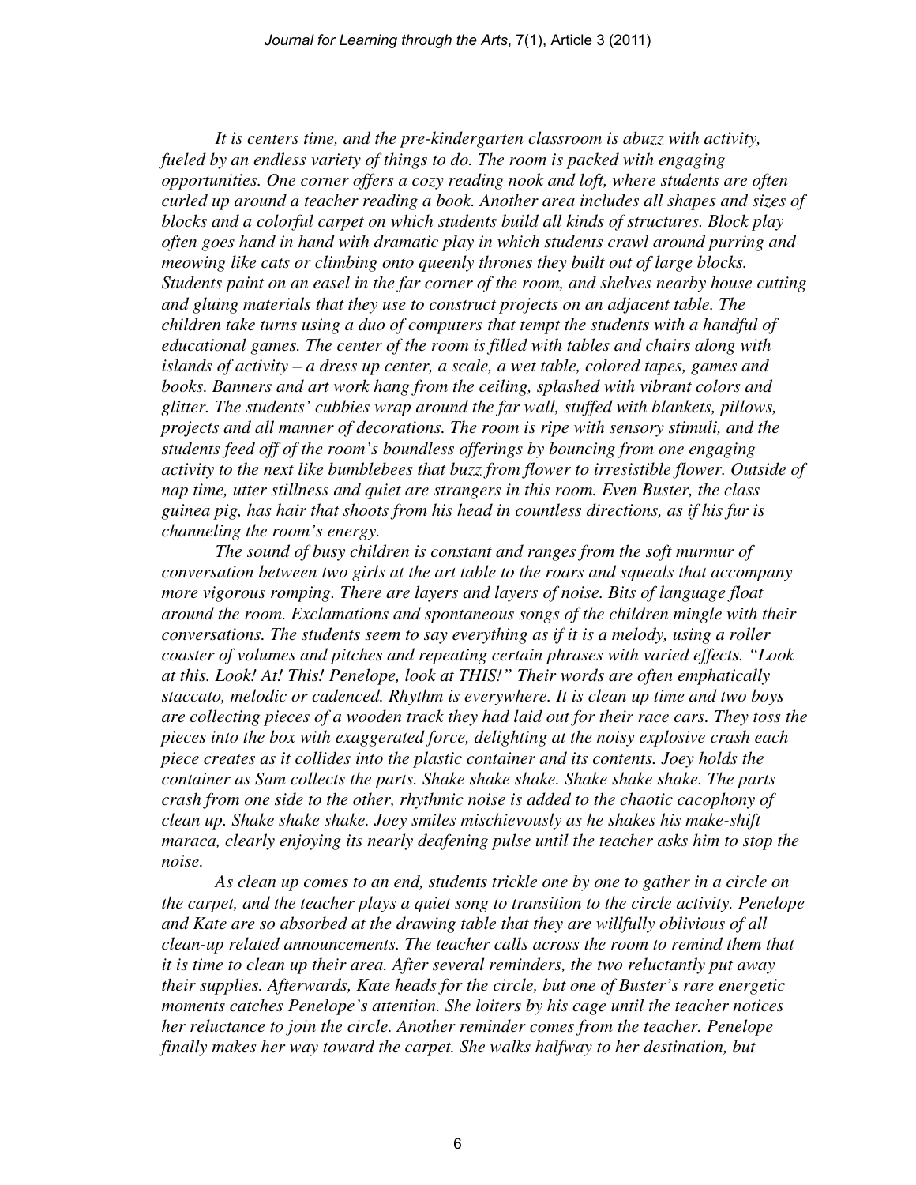*It is centers time, and the pre-kindergarten classroom is abuzz with activity, fueled by an endless variety of things to do. The room is packed with engaging opportunities. One corner offers a cozy reading nook and loft, where students are often curled up around a teacher reading a book. Another area includes all shapes and sizes of blocks and a colorful carpet on which students build all kinds of structures. Block play often goes hand in hand with dramatic play in which students crawl around purring and meowing like cats or climbing onto queenly thrones they built out of large blocks. Students paint on an easel in the far corner of the room, and shelves nearby house cutting and gluing materials that they use to construct projects on an adjacent table. The children take turns using a duo of computers that tempt the students with a handful of educational games. The center of the room is filled with tables and chairs along with islands of activity – a dress up center, a scale, a wet table, colored tapes, games and books. Banners and art work hang from the ceiling, splashed with vibrant colors and glitter. The students' cubbies wrap around the far wall, stuffed with blankets, pillows, projects and all manner of decorations. The room is ripe with sensory stimuli, and the students feed off of the room's boundless offerings by bouncing from one engaging activity to the next like bumblebees that buzz from flower to irresistible flower. Outside of nap time, utter stillness and quiet are strangers in this room. Even Buster, the class guinea pig, has hair that shoots from his head in countless directions, as if his fur is channeling the room's energy.*

*The sound of busy children is constant and ranges from the soft murmur of conversation between two girls at the art table to the roars and squeals that accompany more vigorous romping. There are layers and layers of noise. Bits of language float around the room. Exclamations and spontaneous songs of the children mingle with their conversations. The students seem to say everything as if it is a melody, using a roller coaster of volumes and pitches and repeating certain phrases with varied effects. "Look at this. Look! At! This! Penelope, look at THIS!" Their words are often emphatically staccato, melodic or cadenced. Rhythm is everywhere. It is clean up time and two boys are collecting pieces of a wooden track they had laid out for their race cars. They toss the pieces into the box with exaggerated force, delighting at the noisy explosive crash each piece creates as it collides into the plastic container and its contents. Joey holds the container as Sam collects the parts. Shake shake shake. Shake shake shake. The parts crash from one side to the other, rhythmic noise is added to the chaotic cacophony of clean up. Shake shake shake. Joey smiles mischievously as he shakes his make-shift maraca, clearly enjoying its nearly deafening pulse until the teacher asks him to stop the noise.*

*As clean up comes to an end, students trickle one by one to gather in a circle on the carpet, and the teacher plays a quiet song to transition to the circle activity. Penelope and Kate are so absorbed at the drawing table that they are willfully oblivious of all clean-up related announcements. The teacher calls across the room to remind them that it is time to clean up their area. After several reminders, the two reluctantly put away their supplies. Afterwards, Kate heads for the circle, but one of Buster's rare energetic moments catches Penelope's attention. She loiters by his cage until the teacher notices her reluctance to join the circle. Another reminder comes from the teacher. Penelope finally makes her way toward the carpet. She walks halfway to her destination, but*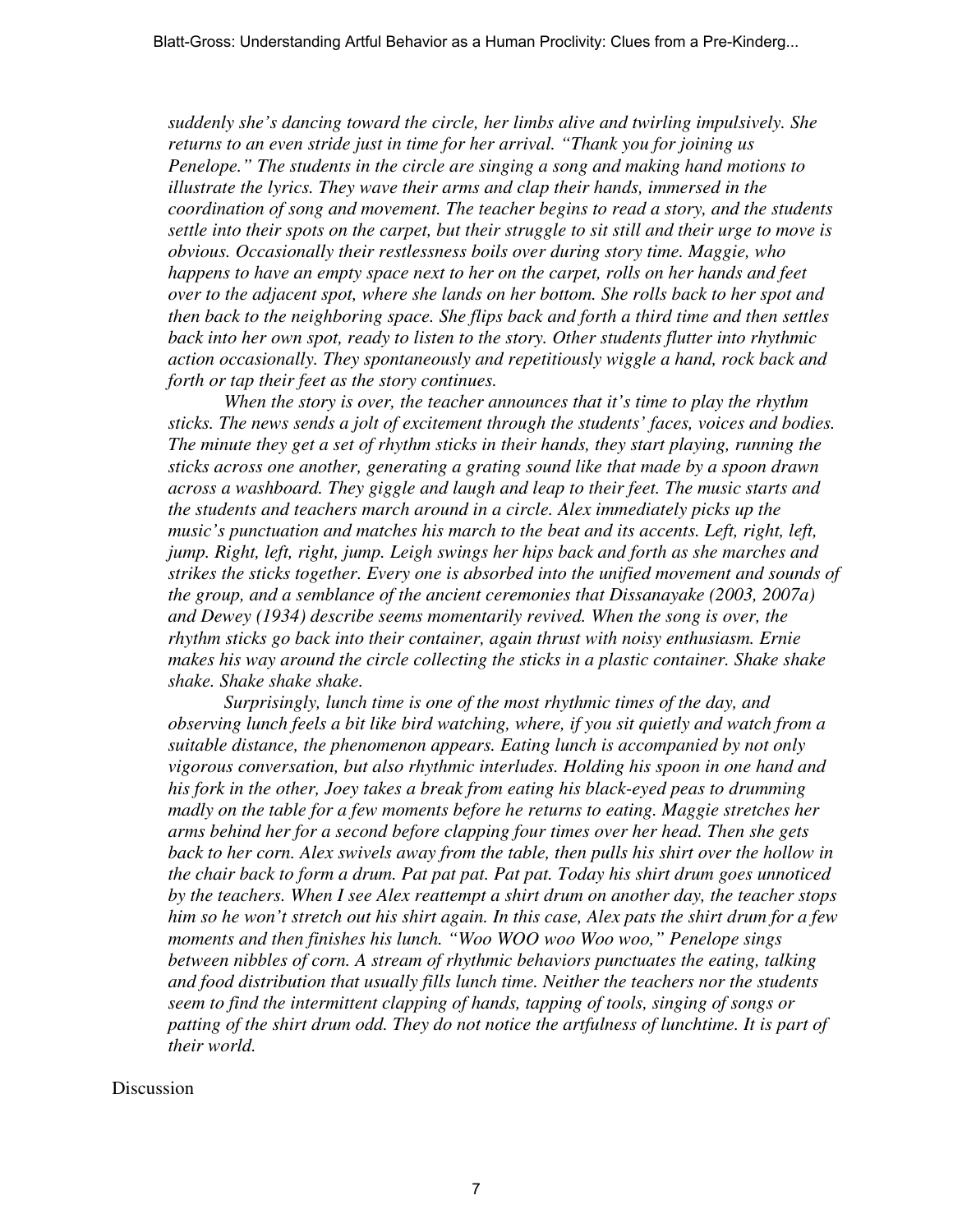*suddenly she's dancing toward the circle, her limbs alive and twirling impulsively. She returns to an even stride just in time for her arrival. "Thank you for joining us Penelope." The students in the circle are singing a song and making hand motions to illustrate the lyrics. They wave their arms and clap their hands, immersed in the coordination of song and movement. The teacher begins to read a story, and the students settle into their spots on the carpet, but their struggle to sit still and their urge to move is obvious. Occasionally their restlessness boils over during story time. Maggie, who happens to have an empty space next to her on the carpet, rolls on her hands and feet over to the adjacent spot, where she lands on her bottom. She rolls back to her spot and then back to the neighboring space. She flips back and forth a third time and then settles back into her own spot, ready to listen to the story. Other students flutter into rhythmic action occasionally. They spontaneously and repetitiously wiggle a hand, rock back and forth or tap their feet as the story continues.*

*When the story is over, the teacher announces that it's time to play the rhythm sticks. The news sends a jolt of excitement through the students' faces, voices and bodies. The minute they get a set of rhythm sticks in their hands, they start playing, running the sticks across one another, generating a grating sound like that made by a spoon drawn across a washboard. They giggle and laugh and leap to their feet. The music starts and the students and teachers march around in a circle. Alex immediately picks up the music's punctuation and matches his march to the beat and its accents. Left, right, left, jump. Right, left, right, jump. Leigh swings her hips back and forth as she marches and strikes the sticks together. Every one is absorbed into the unified movement and sounds of the group, and a semblance of the ancient ceremonies that Dissanayake (2003, 2007a) and Dewey (1934) describe seems momentarily revived. When the song is over, the rhythm sticks go back into their container, again thrust with noisy enthusiasm. Ernie makes his way around the circle collecting the sticks in a plastic container. Shake shake shake. Shake shake shake.*

*Surprisingly, lunch time is one of the most rhythmic times of the day, and observing lunch feels a bit like bird watching, where, if you sit quietly and watch from a suitable distance, the phenomenon appears. Eating lunch is accompanied by not only vigorous conversation, but also rhythmic interludes. Holding his spoon in one hand and his fork in the other, Joey takes a break from eating his black-eyed peas to drumming madly on the table for a few moments before he returns to eating. Maggie stretches her arms behind her for a second before clapping four times over her head. Then she gets back to her corn. Alex swivels away from the table, then pulls his shirt over the hollow in the chair back to form a drum. Pat pat pat. Pat pat. Today his shirt drum goes unnoticed by the teachers. When I see Alex reattempt a shirt drum on another day, the teacher stops him so he won't stretch out his shirt again. In this case, Alex pats the shirt drum for a few moments and then finishes his lunch. "Woo WOO woo Woo woo," Penelope sings between nibbles of corn. A stream of rhythmic behaviors punctuates the eating, talking and food distribution that usually fills lunch time. Neither the teachers nor the students seem to find the intermittent clapping of hands, tapping of tools, singing of songs or patting of the shirt drum odd. They do not notice the artfulness of lunchtime. It is part of their world.*

## Discussion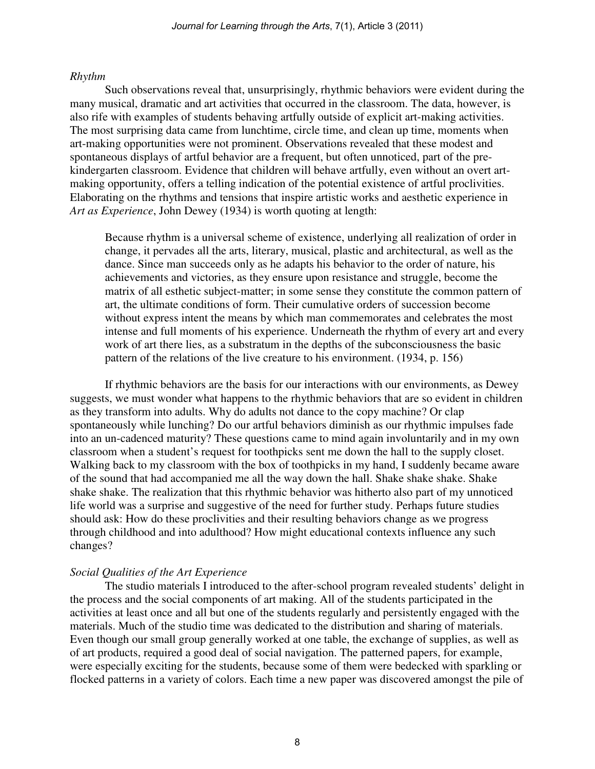*Rhythm*

Such observations reveal that, unsurprisingly, rhythmic behaviors were evident during the many musical, dramatic and art activities that occurred in the classroom. The data, however, is also rife with examples of students behaving artfully outside of explicit art-making activities. The most surprising data came from lunchtime, circle time, and clean up time, moments when art-making opportunities were not prominent. Observations revealed that these modest and spontaneous displays of artful behavior are a frequent, but often unnoticed, part of the pre-kindergarten classroom. Evidence that children will behave artfully, even without an overt art-making opportunity, offers a telling indication of the potential existence of artful proclivities. Elaborating on the rhythms and tensions that inspire artistic works and aesthetic experience in *Art as Experience*, John Dewey (1934) is worth quoting at length:

> Because rhythm is a universal scheme of existence, underlying all realization of order in change, it pervades all the arts, literary, musical, plastic and architectural, as well as the dance. Since man succeeds only as he adapts his behavior to the order of nature, his achievements and victories, as they ensure upon resistance and struggle, become the matrix of all esthetic subject-matter; in some sense they constitute the common pattern of art, the ultimate conditions of form. Their cumulative orders of succession become without express intent the means by which man commemorates and celebrates the most intense and full moments of his experience. Underneath the rhythm of every art and every work of art there lies, as a substratum in the depths of the subconsciousness the basic pattern of the relations of the live creature to his environment. (1934, p. 156)

If rhythmic behaviors are the basis for our interactions with our environments, as Dewey suggests, we must wonder what happens to the rhythmic behaviors that are so evident in children as they transform into adults. Why do adults not dance to the copy machine? Or clap spontaneously while lunching? Do our artful behaviors diminish as our rhythmic impulses fade into an un-cadenced maturity? These questions came to mind again involuntarily and in my own classroom when a student's request for toothpicks sent me down the hall to the supply closet. Walking back to my classroom with the box of toothpicks in my hand, I suddenly became aware of the sound that had accompanied me all the way down the hall. Shake shake shake. Shake shake shake. The realization that this rhythmic behavior was hitherto also part of my unnoticed life world was a surprise and suggestive of the need for further study. Perhaps future studies should ask: How do these proclivities and their resulting behaviors change as we progress through childhood and into adulthood? How might educational contexts influence any such changes?

*Social Qualities of the Art Experience*

The studio materials I introduced to the after-school program revealed students' delight in the process and the social components of art making. All of the students participated in the activities at least once and all but one of the students regularly and persistently engaged with the materials. Much of the studio time was dedicated to the distribution and sharing of materials. Even though our small group generally worked at one table, the exchange of supplies, as well as of art products, required a good deal of social navigation. The patterned papers, for example, were especially exciting for the students, because some of them were bedecked with sparkling or flocked patterns in a variety of colors. Each time a new paper was discovered amongst the pile of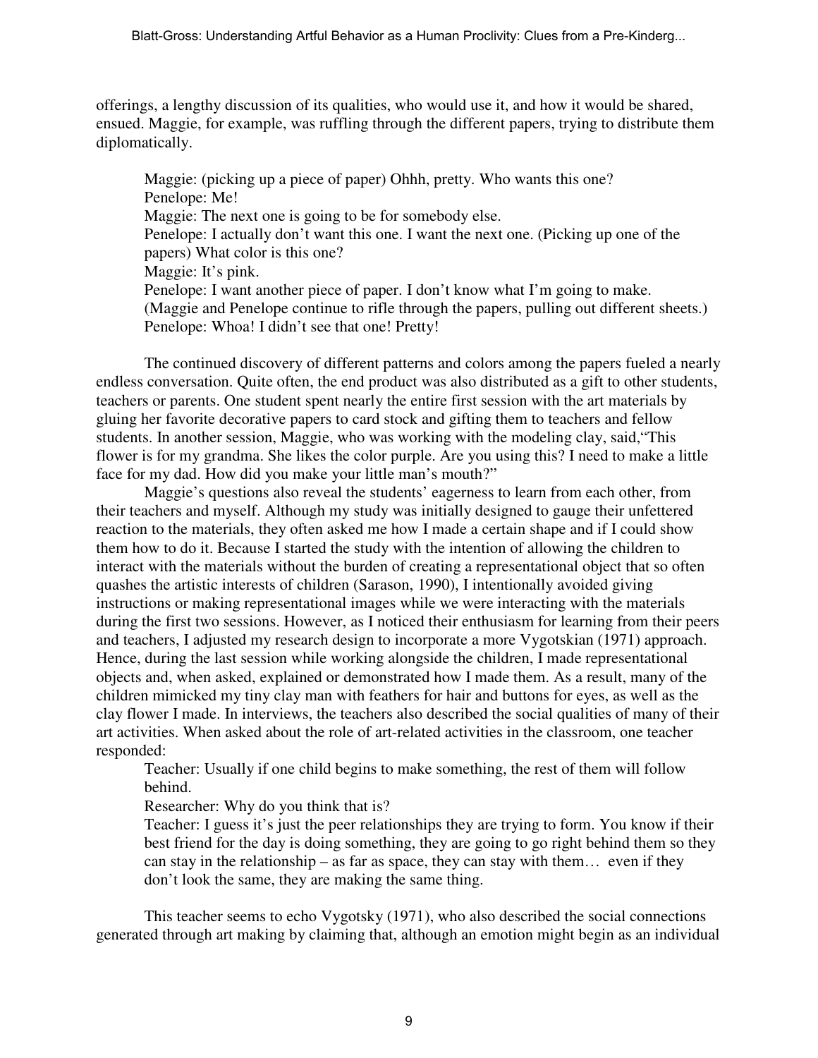offerings, a lengthy discussion of its qualities, who would use it, and how it would be shared, ensued. Maggie, for example, was ruffling through the different papers, trying to distribute them diplomatically.

> Maggie: (picking up a piece of paper) Ohhh, pretty. Who wants this one?
> Penelope: Me!
> Maggie: The next one is going to be for somebody else.
> Penelope: I actually don't want this one. I want the next one. (Picking up one of the papers) What color is this one?
> Maggie: It's pink.
> Penelope: I want another piece of paper. I don't know what I'm going to make. (Maggie and Penelope continue to rifle through the papers, pulling out different sheets.)
> Penelope: Whoa! I didn't see that one! Pretty!

The continued discovery of different patterns and colors among the papers fueled a nearly endless conversation. Quite often, the end product was also distributed as a gift to other students, teachers or parents. One student spent nearly the entire first session with the art materials by gluing her favorite decorative papers to card stock and gifting them to teachers and fellow students. In another session, Maggie, who was working with the modeling clay, said, "This flower is for my grandma. She likes the color purple. Are you using this? I need to make a little face for my dad. How did you make your little man's mouth?"

Maggie's questions also reveal the students' eagerness to learn from each other, from their teachers and myself. Although my study was initially designed to gauge their unfettered reaction to the materials, they often asked me how I made a certain shape and if I could show them how to do it. Because I started the study with the intention of allowing the children to interact with the materials without the burden of creating a representational object that so often quashes the artistic interests of children (Sarason, 1990), I intentionally avoided giving instructions or making representational images while we were interacting with the materials during the first two sessions. However, as I noticed their enthusiasm for learning from their peers and teachers, I adjusted my research design to incorporate a more Vygotskian (1971) approach. Hence, during the last session while working alongside the children, I made representational objects and, when asked, explained or demonstrated how I made them. As a result, many of the children mimicked my tiny clay man with feathers for hair and buttons for eyes, as well as the clay flower I made. In interviews, the teachers also described the social qualities of many of their art activities. When asked about the role of art-related activities in the classroom, one teacher responded:

> Teacher: Usually if one child begins to make something, the rest of them will follow behind.
> Researcher: Why do you think that is?
> Teacher: I guess it's just the peer relationships they are trying to form. You know if their best friend for the day is doing something, they are going to go right behind them so they can stay in the relationship – as far as space, they can stay with them… even if they don't look the same, they are making the same thing.

This teacher seems to echo Vygotsky (1971), who also described the social connections generated through art making by claiming that, although an emotion might begin as an individual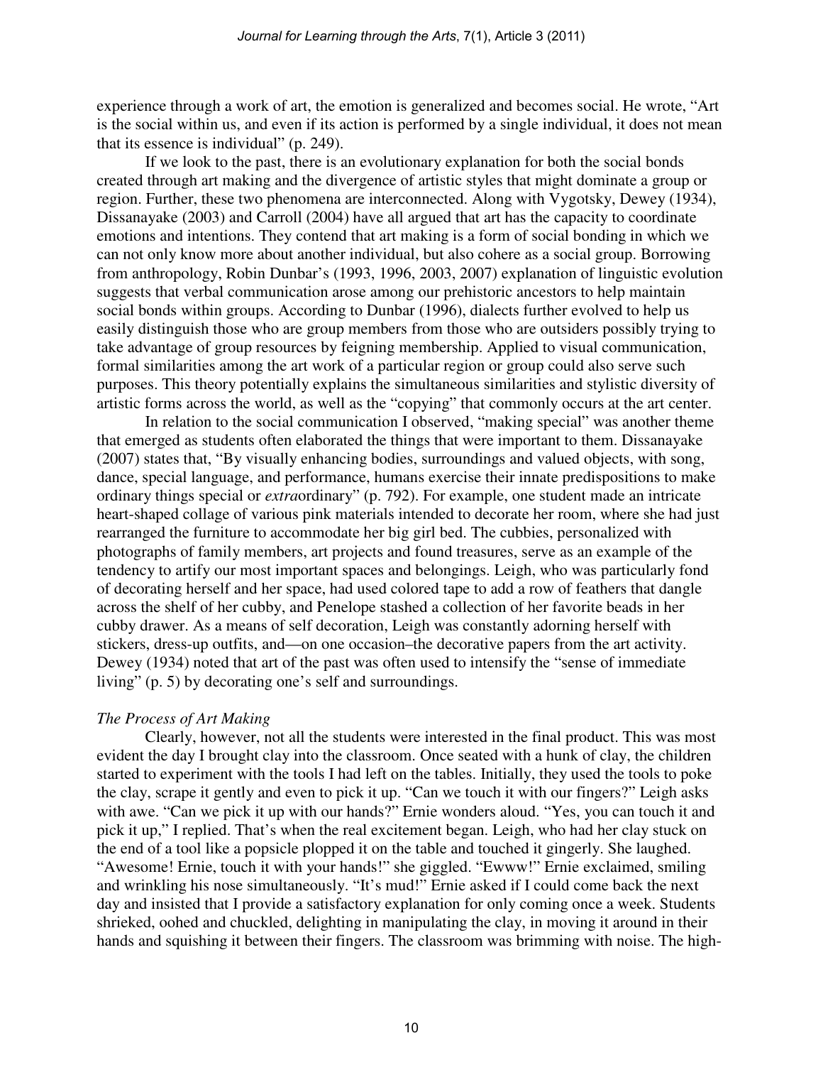experience through a work of art, the emotion is generalized and becomes social. He wrote, "Art is the social within us, and even if its action is performed by a single individual, it does not mean that its essence is individual" (p. 249).

If we look to the past, there is an evolutionary explanation for both the social bonds created through art making and the divergence of artistic styles that might dominate a group or region. Further, these two phenomena are interconnected. Along with Vygotsky, Dewey (1934), Dissanayake (2003) and Carroll (2004) have all argued that art has the capacity to coordinate emotions and intentions. They contend that art making is a form of social bonding in which we can not only know more about another individual, but also cohere as a social group. Borrowing from anthropology, Robin Dunbar's (1993, 1996, 2003, 2007) explanation of linguistic evolution suggests that verbal communication arose among our prehistoric ancestors to help maintain social bonds within groups. According to Dunbar (1996), dialects further evolved to help us easily distinguish those who are group members from those who are outsiders possibly trying to take advantage of group resources by feigning membership. Applied to visual communication, formal similarities among the art work of a particular region or group could also serve such purposes. This theory potentially explains the simultaneous similarities and stylistic diversity of artistic forms across the world, as well as the "copying" that commonly occurs at the art center.

In relation to the social communication I observed, "making special" was another theme that emerged as students often elaborated the things that were important to them. Dissanayake (2007) states that, "By visually enhancing bodies, surroundings and valued objects, with song, dance, special language, and performance, humans exercise their innate predispositions to make ordinary things special or *extra*ordinary" (p. 792). For example, one student made an intricate heart-shaped collage of various pink materials intended to decorate her room, where she had just rearranged the furniture to accommodate her big girl bed. The cubbies, personalized with photographs of family members, art projects and found treasures, serve as an example of the tendency to artify our most important spaces and belongings. Leigh, who was particularly fond of decorating herself and her space, had used colored tape to add a row of feathers that dangle across the shelf of her cubby, and Penelope stashed a collection of her favorite beads in her cubby drawer. As a means of self decoration, Leigh was constantly adorning herself with stickers, dress-up outfits, and—on one occasion–the decorative papers from the art activity. Dewey (1934) noted that art of the past was often used to intensify the "sense of immediate living" (p. 5) by decorating one's self and surroundings.

### *The Process of Art Making*

Clearly, however, not all the students were interested in the final product. This was most evident the day I brought clay into the classroom. Once seated with a hunk of clay, the children started to experiment with the tools I had left on the tables. Initially, they used the tools to poke the clay, scrape it gently and even to pick it up. "Can we touch it with our fingers?" Leigh asks with awe. "Can we pick it up with our hands?" Ernie wonders aloud. "Yes, you can touch it and pick it up," I replied. That's when the real excitement began. Leigh, who had her clay stuck on the end of a tool like a popsicle plopped it on the table and touched it gingerly. She laughed. "Awesome! Ernie, touch it with your hands!" she giggled. "Ewww!" Ernie exclaimed, smiling and wrinkling his nose simultaneously. "It's mud!" Ernie asked if I could come back the next day and insisted that I provide a satisfactory explanation for only coming once a week. Students shrieked, oohed and chuckled, delighting in manipulating the clay, in moving it around in their hands and squishing it between their fingers. The classroom was brimming with noise. The high-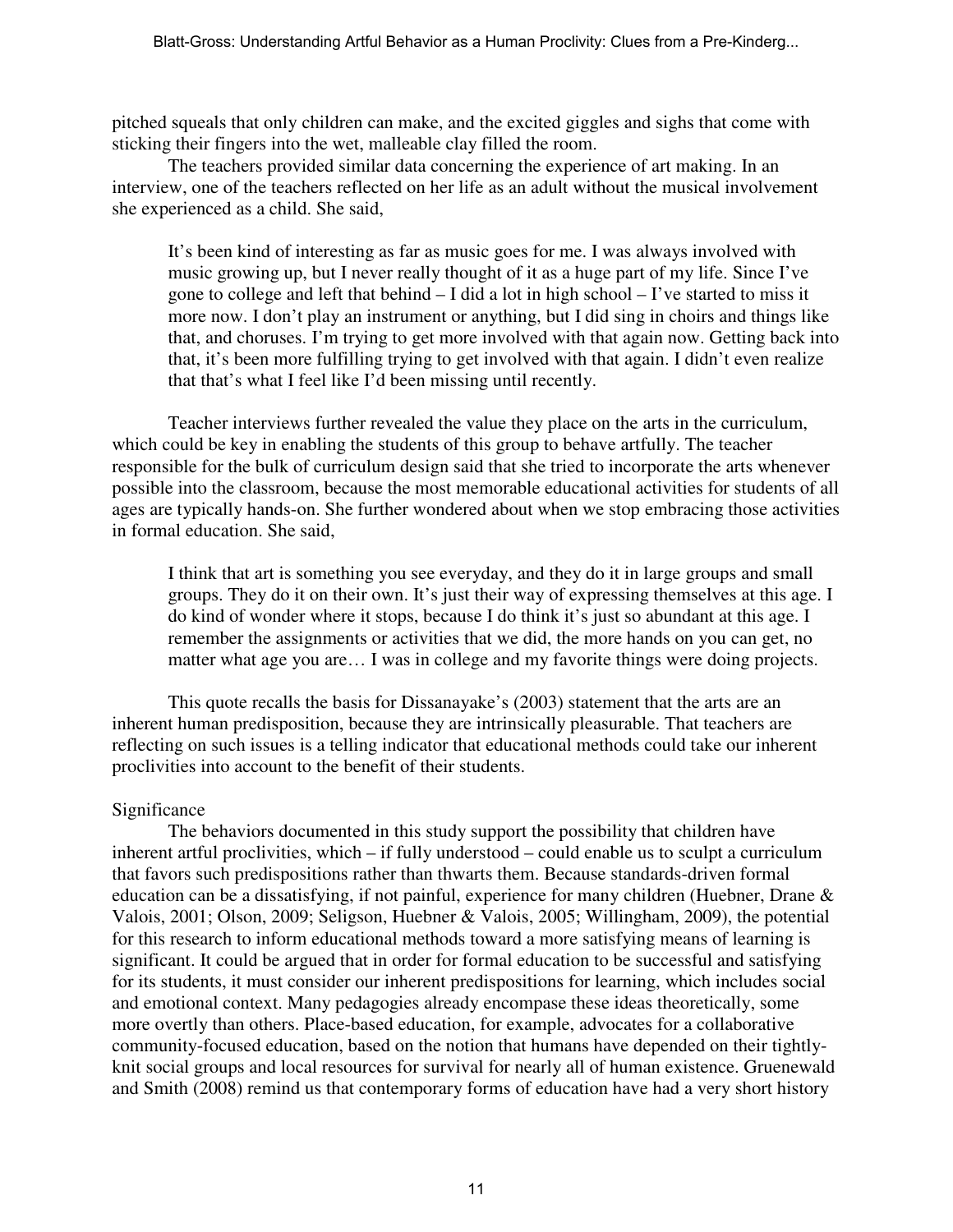pitched squeals that only children can make, and the excited giggles and sighs that come with sticking their fingers into the wet, malleable clay filled the room.

The teachers provided similar data concerning the experience of art making. In an interview, one of the teachers reflected on her life as an adult without the musical involvement she experienced as a child. She said,

> It's been kind of interesting as far as music goes for me. I was always involved with music growing up, but I never really thought of it as a huge part of my life. Since I've gone to college and left that behind – I did a lot in high school – I've started to miss it more now. I don't play an instrument or anything, but I did sing in choirs and things like that, and choruses. I'm trying to get more involved with that again now. Getting back into that, it's been more fulfilling trying to get involved with that again. I didn't even realize that that's what I feel like I'd been missing until recently.

Teacher interviews further revealed the value they place on the arts in the curriculum, which could be key in enabling the students of this group to behave artfully. The teacher responsible for the bulk of curriculum design said that she tried to incorporate the arts whenever possible into the classroom, because the most memorable educational activities for students of all ages are typically hands-on. She further wondered about when we stop embracing those activities in formal education. She said,

> I think that art is something you see everyday, and they do it in large groups and small groups. They do it on their own. It's just their way of expressing themselves at this age. I do kind of wonder where it stops, because I do think it's just so abundant at this age. I remember the assignments or activities that we did, the more hands on you can get, no matter what age you are… I was in college and my favorite things were doing projects.

This quote recalls the basis for Dissanayake's (2003) statement that the arts are an inherent human predisposition, because they are intrinsically pleasurable. That teachers are reflecting on such issues is a telling indicator that educational methods could take our inherent proclivities into account to the benefit of their students.

## Significance

The behaviors documented in this study support the possibility that children have inherent artful proclivities, which – if fully understood – could enable us to sculpt a curriculum that favors such predispositions rather than thwarts them. Because standards-driven formal education can be a dissatisfying, if not painful, experience for many children (Huebner, Drane & Valois, 2001; Olson, 2009; Seligson, Huebner & Valois, 2005; Willingham, 2009), the potential for this research to inform educational methods toward a more satisfying means of learning is significant. It could be argued that in order for formal education to be successful and satisfying for its students, it must consider our inherent predispositions for learning, which includes social and emotional context. Many pedagogies already encompase these ideas theoretically, some more overtly than others. Place-based education, for example, advocates for a collaborative community-focused education, based on the notion that humans have depended on their tightly-knit social groups and local resources for survival for nearly all of human existence. Gruenewald and Smith (2008) remind us that contemporary forms of education have had a very short history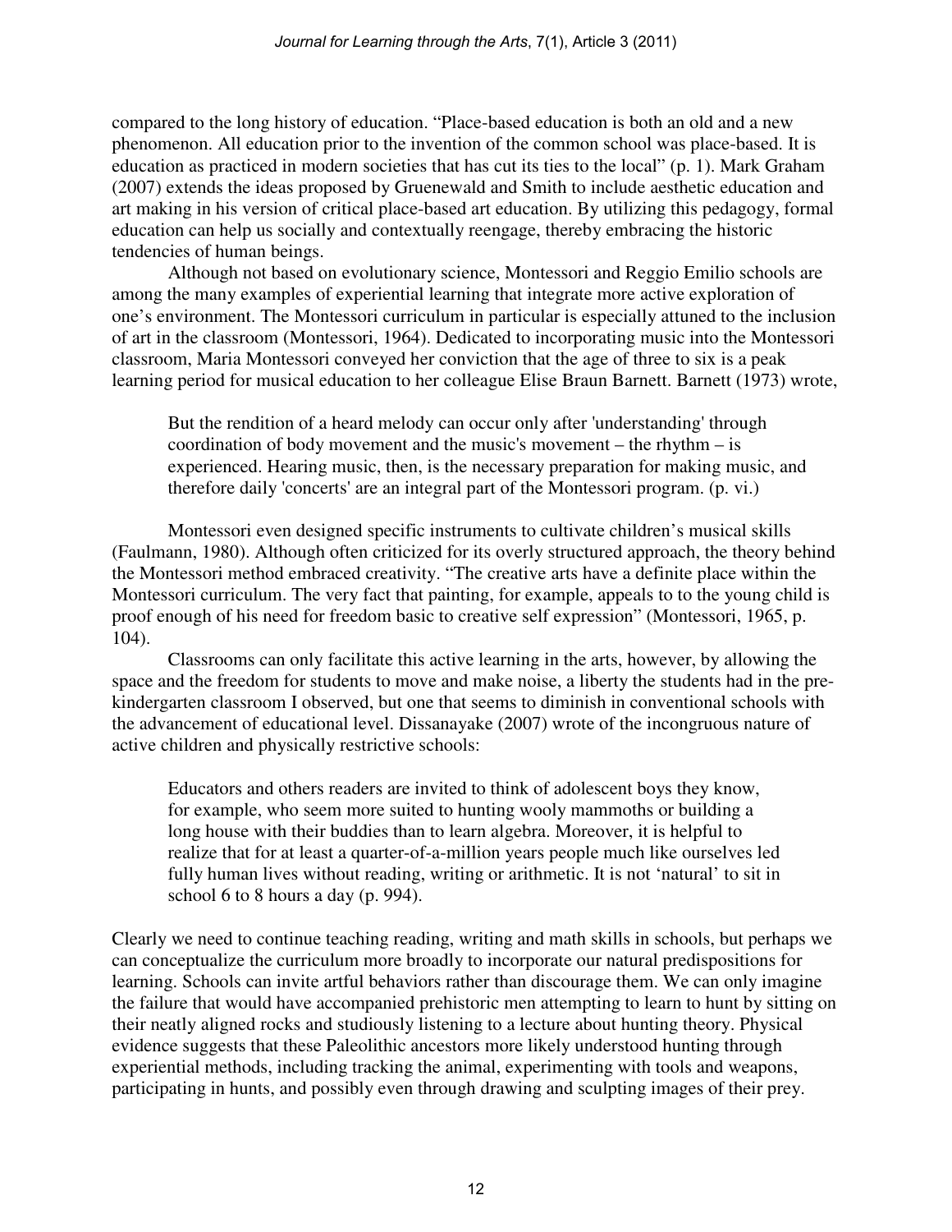compared to the long history of education. "Place-based education is both an old and a new phenomenon. All education prior to the invention of the common school was place-based. It is education as practiced in modern societies that has cut its ties to the local" (p. 1). Mark Graham (2007) extends the ideas proposed by Gruenewald and Smith to include aesthetic education and art making in his version of critical place-based art education. By utilizing this pedagogy, formal education can help us socially and contextually reengage, thereby embracing the historic tendencies of human beings.

Although not based on evolutionary science, Montessori and Reggio Emilio schools are among the many examples of experiential learning that integrate more active exploration of one's environment. The Montessori curriculum in particular is especially attuned to the inclusion of art in the classroom (Montessori, 1964). Dedicated to incorporating music into the Montessori classroom, Maria Montessori conveyed her conviction that the age of three to six is a peak learning period for musical education to her colleague Elise Braun Barnett. Barnett (1973) wrote,

> But the rendition of a heard melody can occur only after 'understanding' through coordination of body movement and the music's movement – the rhythm – is experienced. Hearing music, then, is the necessary preparation for making music, and therefore daily 'concerts' are an integral part of the Montessori program. (p. vi.)

Montessori even designed specific instruments to cultivate children's musical skills (Faulmann, 1980). Although often criticized for its overly structured approach, the theory behind the Montessori method embraced creativity. "The creative arts have a definite place within the Montessori curriculum. The very fact that painting, for example, appeals to to the young child is proof enough of his need for freedom basic to creative self expression" (Montessori, 1965, p. 104).

Classrooms can only facilitate this active learning in the arts, however, by allowing the space and the freedom for students to move and make noise, a liberty the students had in the pre-kindergarten classroom I observed, but one that seems to diminish in conventional schools with the advancement of educational level. Dissanayake (2007) wrote of the incongruous nature of active children and physically restrictive schools:

> Educators and others readers are invited to think of adolescent boys they know, for example, who seem more suited to hunting wooly mammoths or building a long house with their buddies than to learn algebra. Moreover, it is helpful to realize that for at least a quarter-of-a-million years people much like ourselves led fully human lives without reading, writing or arithmetic. It is not 'natural' to sit in school 6 to 8 hours a day (p. 994).

Clearly we need to continue teaching reading, writing and math skills in schools, but perhaps we can conceptualize the curriculum more broadly to incorporate our natural predispositions for learning. Schools can invite artful behaviors rather than discourage them. We can only imagine the failure that would have accompanied prehistoric men attempting to learn to hunt by sitting on their neatly aligned rocks and studiously listening to a lecture about hunting theory. Physical evidence suggests that these Paleolithic ancestors more likely understood hunting through experiential methods, including tracking the animal, experimenting with tools and weapons, participating in hunts, and possibly even through drawing and sculpting images of their prey.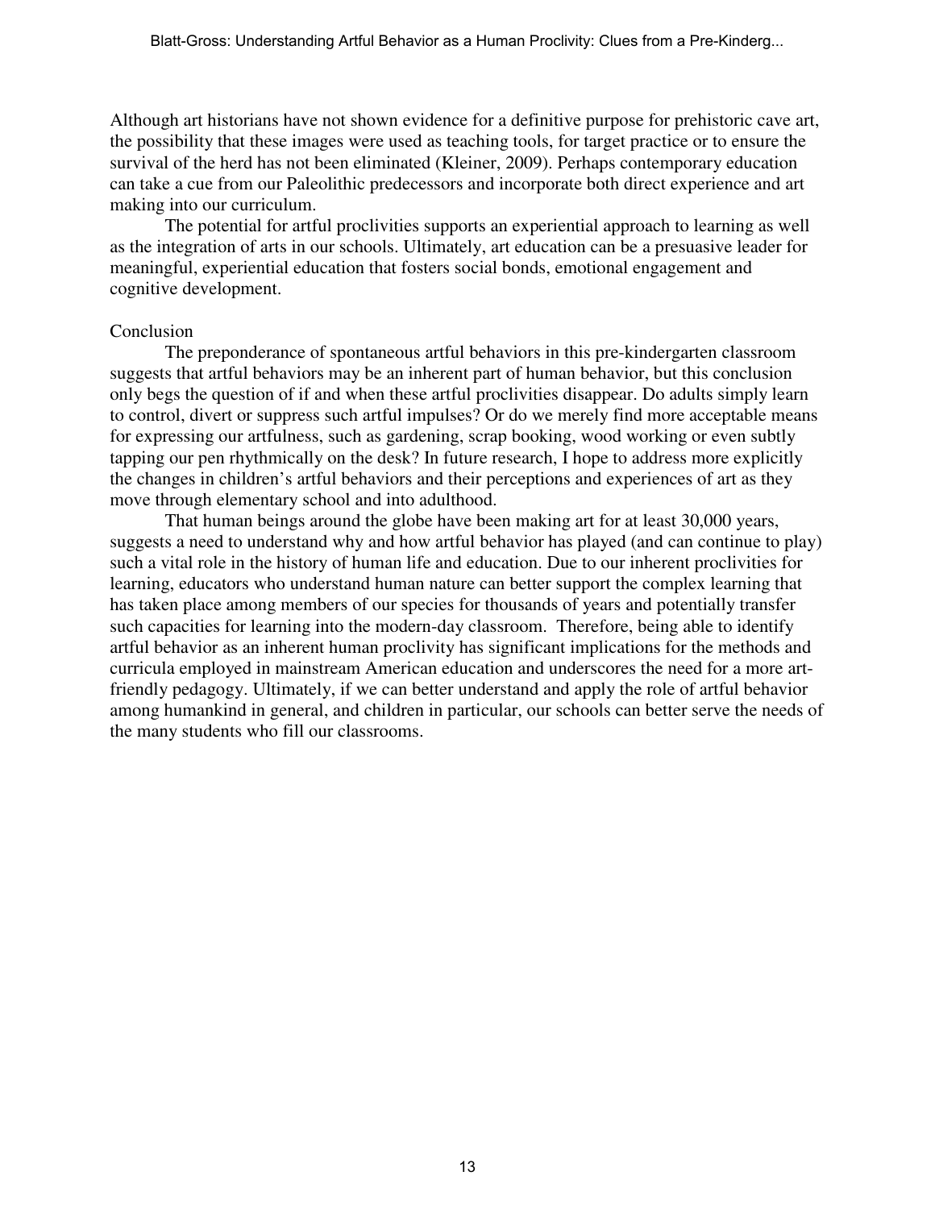Although art historians have not shown evidence for a definitive purpose for prehistoric cave art, the possibility that these images were used as teaching tools, for target practice or to ensure the survival of the herd has not been eliminated (Kleiner, 2009). Perhaps contemporary education can take a cue from our Paleolithic predecessors and incorporate both direct experience and art making into our curriculum.

The potential for artful proclivities supports an experiential approach to learning as well as the integration of arts in our schools. Ultimately, art education can be a presuasive leader for meaningful, experiential education that fosters social bonds, emotional engagement and cognitive development.

## Conclusion

The preponderance of spontaneous artful behaviors in this pre-kindergarten classroom suggests that artful behaviors may be an inherent part of human behavior, but this conclusion only begs the question of if and when these artful proclivities disappear. Do adults simply learn to control, divert or suppress such artful impulses? Or do we merely find more acceptable means for expressing our artfulness, such as gardening, scrap booking, wood working or even subtly tapping our pen rhythmically on the desk? In future research, I hope to address more explicitly the changes in children's artful behaviors and their perceptions and experiences of art as they move through elementary school and into adulthood.

That human beings around the globe have been making art for at least 30,000 years, suggests a need to understand why and how artful behavior has played (and can continue to play) such a vital role in the history of human life and education. Due to our inherent proclivities for learning, educators who understand human nature can better support the complex learning that has taken place among members of our species for thousands of years and potentially transfer such capacities for learning into the modern-day classroom. Therefore, being able to identify artful behavior as an inherent human proclivity has significant implications for the methods and curricula employed in mainstream American education and underscores the need for a more art-friendly pedagogy. Ultimately, if we can better understand and apply the role of artful behavior among humankind in general, and children in particular, our schools can better serve the needs of the many students who fill our classrooms.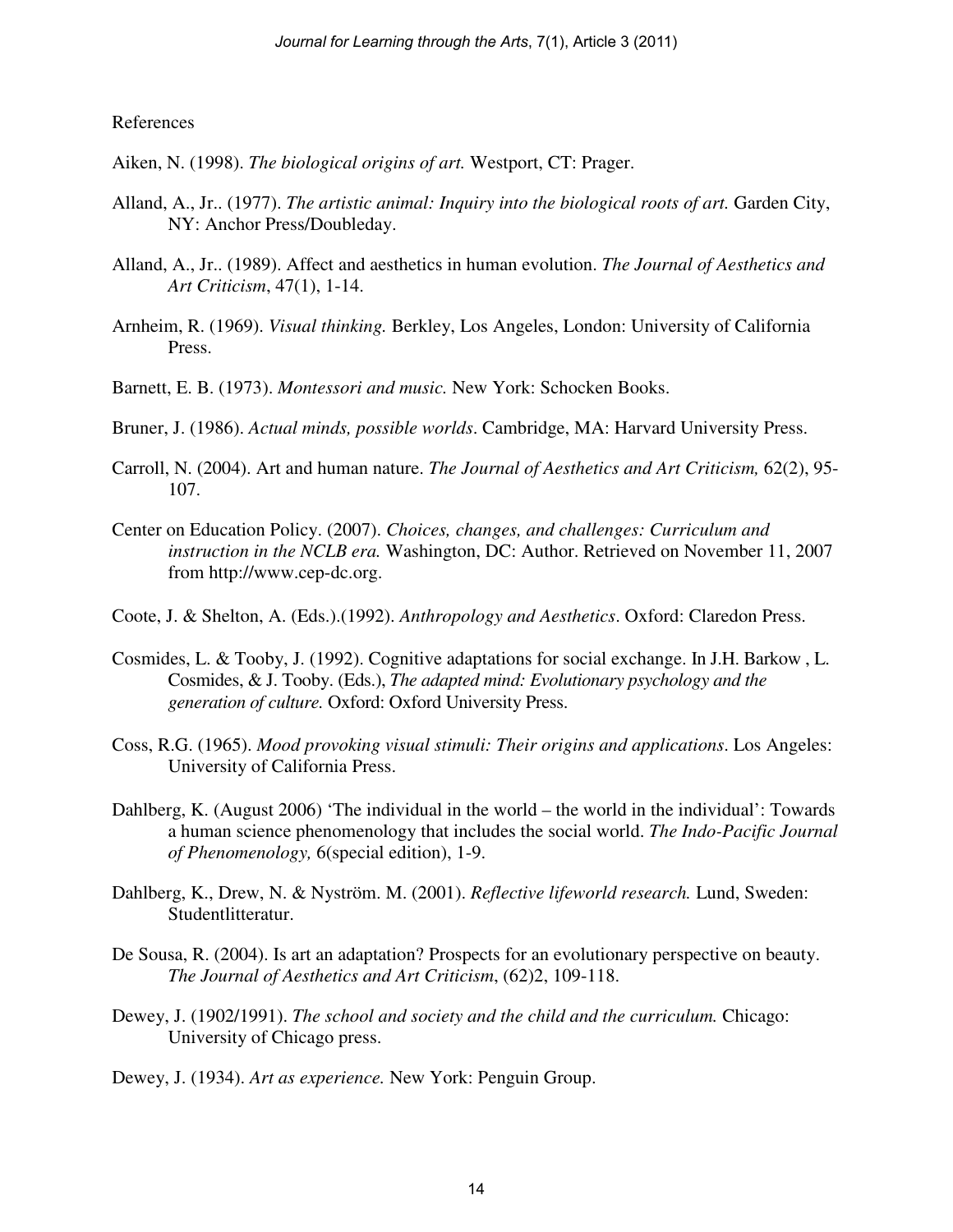References

Aiken, N. (1998). *The biological origins of art.* Westport, CT: Prager.

Alland, A., Jr.. (1977). *The artistic animal: Inquiry into the biological roots of art.* Garden City, NY: Anchor Press/Doubleday.

Alland, A., Jr.. (1989). Affect and aesthetics in human evolution. *The Journal of Aesthetics and Art Criticism*, 47(1), 1-14.

Arnheim, R. (1969). *Visual thinking.* Berkley, Los Angeles, London: University of California Press.

Barnett, E. B. (1973). *Montessori and music.* New York: Schocken Books.

Bruner, J. (1986). *Actual minds, possible worlds*. Cambridge, MA: Harvard University Press.

Carroll, N. (2004). Art and human nature. *The Journal of Aesthetics and Art Criticism,* 62(2), 95-107.

Center on Education Policy. (2007). *Choices, changes, and challenges: Curriculum and instruction in the NCLB era.* Washington, DC: Author. Retrieved on November 11, 2007 from http://www.cep-dc.org.

Coote, J. & Shelton, A. (Eds.).(1992). *Anthropology and Aesthetics*. Oxford: Claredon Press.

Cosmides, L. & Tooby, J. (1992). Cognitive adaptations for social exchange. In J.H. Barkow , L. Cosmides, & J. Tooby. (Eds.), *The adapted mind: Evolutionary psychology and the generation of culture.* Oxford: Oxford University Press.

Coss, R.G. (1965). *Mood provoking visual stimuli: Their origins and applications*. Los Angeles: University of California Press.

Dahlberg, K. (August 2006) 'The individual in the world – the world in the individual': Towards a human science phenomenology that includes the social world. *The Indo-Pacific Journal of Phenomenology,* 6(special edition), 1-9.

Dahlberg, K., Drew, N. & Nyström. M. (2001). *Reflective lifeworld research.* Lund, Sweden: Studentlitteratur.

De Sousa, R. (2004). Is art an adaptation? Prospects for an evolutionary perspective on beauty. *The Journal of Aesthetics and Art Criticism*, (62)2, 109-118.

Dewey, J. (1902/1991). *The school and society and the child and the curriculum.* Chicago: University of Chicago press.

Dewey, J. (1934). *Art as experience.* New York: Penguin Group.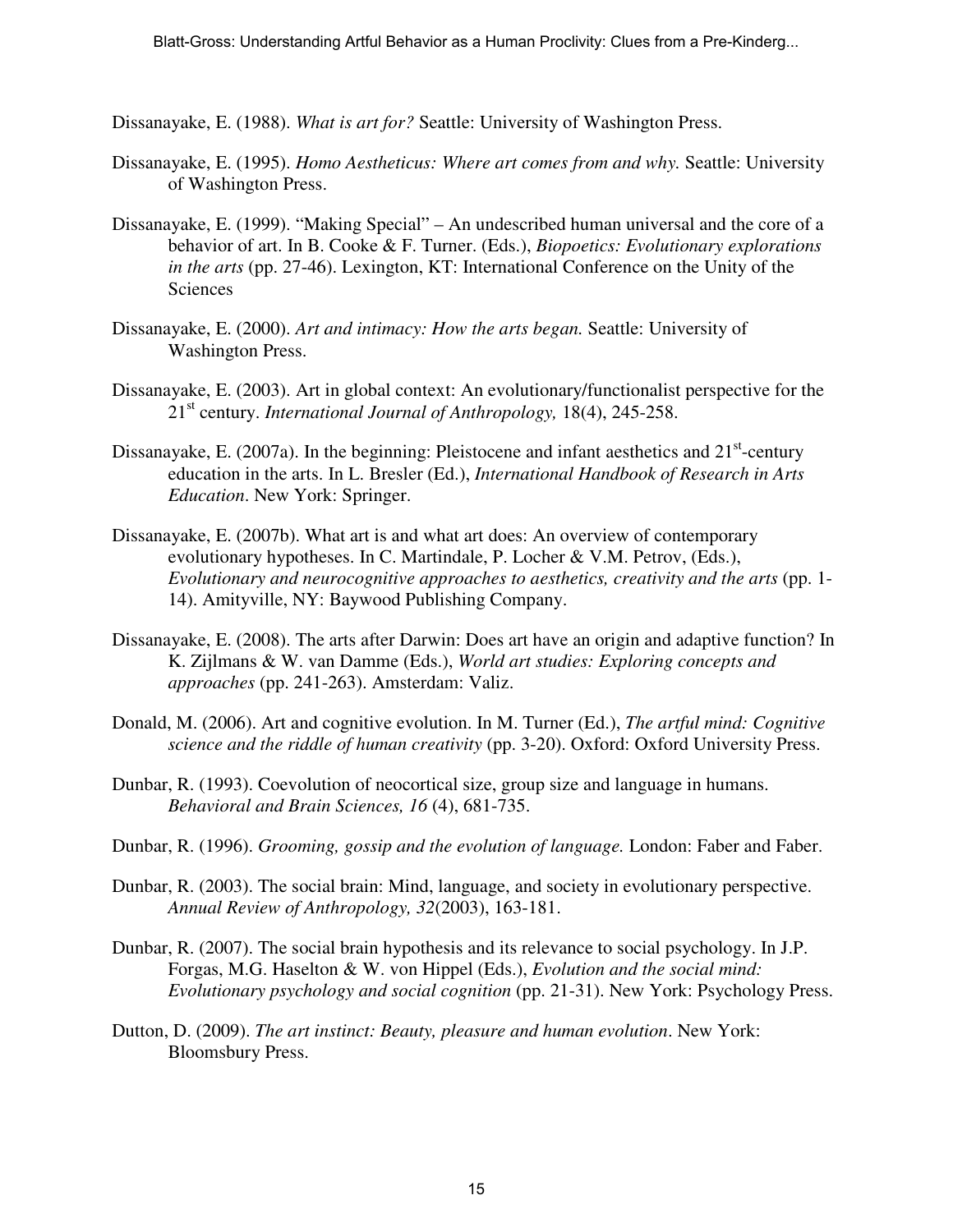Dissanayake, E. (1988). *What is art for?* Seattle: University of Washington Press.

Dissanayake, E. (1995). *Homo Aestheticus: Where art comes from and why.* Seattle: University of Washington Press.

Dissanayake, E. (1999). "Making Special" – An undescribed human universal and the core of a behavior of art. In B. Cooke & F. Turner. (Eds.), *Biopoetics: Evolutionary explorations in the arts* (pp. 27-46). Lexington, KT: International Conference on the Unity of the Sciences

Dissanayake, E. (2000). *Art and intimacy: How the arts began.* Seattle: University of Washington Press.

Dissanayake, E. (2003). Art in global context: An evolutionary/functionalist perspective for the 21st century. *International Journal of Anthropology,* 18(4), 245-258.

Dissanayake, E. (2007a). In the beginning: Pleistocene and infant aesthetics and 21st-century education in the arts. In L. Bresler (Ed.), *International Handbook of Research in Arts Education*. New York: Springer.

Dissanayake, E. (2007b). What art is and what art does: An overview of contemporary evolutionary hypotheses. In C. Martindale, P. Locher & V.M. Petrov, (Eds.), *Evolutionary and neurocognitive approaches to aesthetics, creativity and the arts* (pp. 1-14). Amityville, NY: Baywood Publishing Company.

Dissanayake, E. (2008). The arts after Darwin: Does art have an origin and adaptive function? In K. Zijlmans & W. van Damme (Eds.), *World art studies: Exploring concepts and approaches* (pp. 241-263). Amsterdam: Valiz.

Donald, M. (2006). Art and cognitive evolution. In M. Turner (Ed.), *The artful mind: Cognitive science and the riddle of human creativity* (pp. 3-20). Oxford: Oxford University Press.

Dunbar, R. (1993). Coevolution of neocortical size, group size and language in humans. *Behavioral and Brain Sciences, 16* (4), 681-735.

Dunbar, R. (1996). *Grooming, gossip and the evolution of language.* London: Faber and Faber.

Dunbar, R. (2003). The social brain: Mind, language, and society in evolutionary perspective. *Annual Review of Anthropology, 32*(2003), 163-181.

Dunbar, R. (2007). The social brain hypothesis and its relevance to social psychology. In J.P. Forgas, M.G. Haselton & W. von Hippel (Eds.), *Evolution and the social mind: Evolutionary psychology and social cognition* (pp. 21-31). New York: Psychology Press.

Dutton, D. (2009). *The art instinct: Beauty, pleasure and human evolution*. New York: Bloomsbury Press.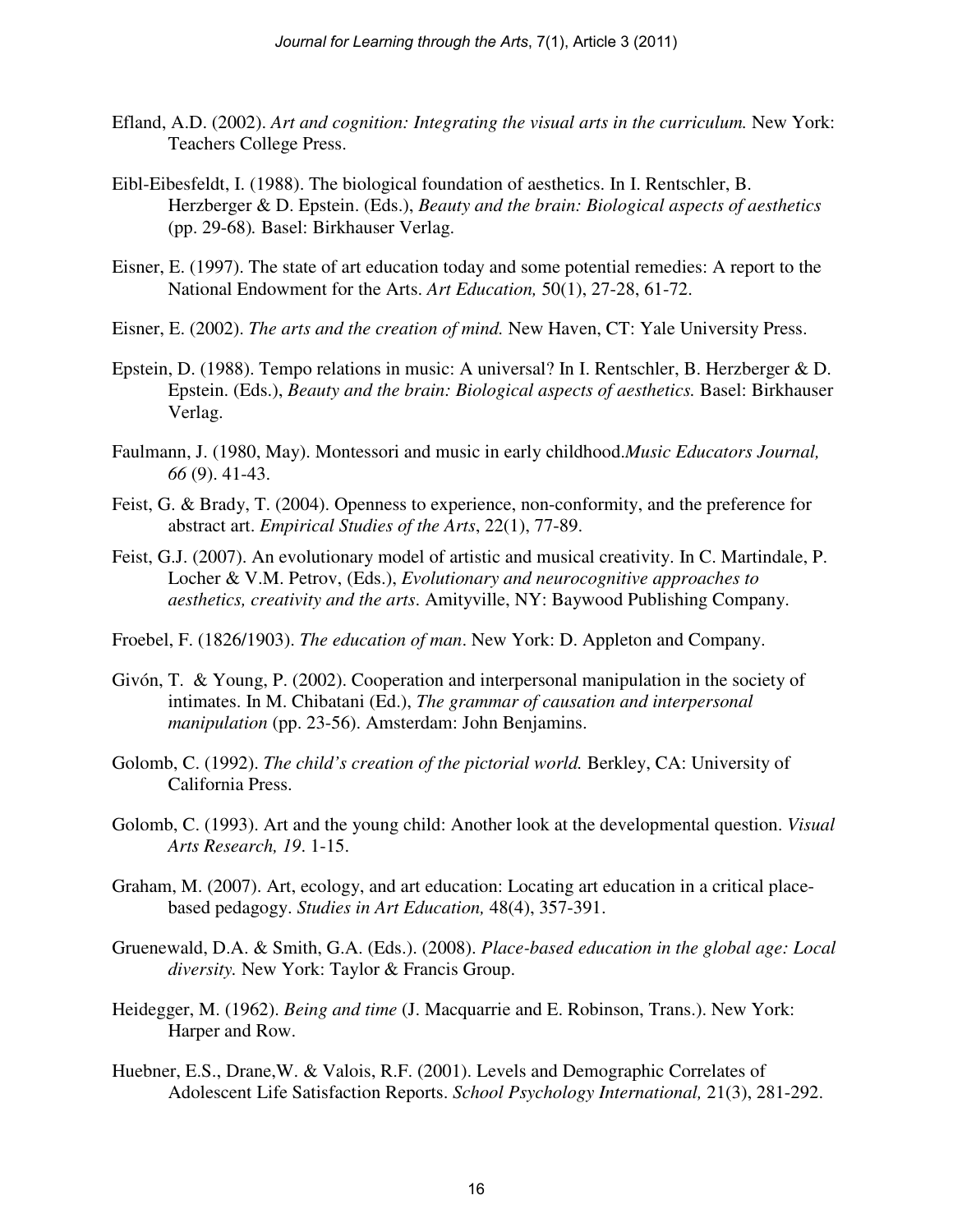Efland, A.D. (2002). *Art and cognition: Integrating the visual arts in the curriculum.* New York: Teachers College Press.

Eibl-Eibesfeldt, I. (1988). The biological foundation of aesthetics. In I. Rentschler, B. Herzberger & D. Epstein. (Eds.), *Beauty and the brain: Biological aspects of aesthetics* (pp. 29-68)*.* Basel: Birkhauser Verlag.

Eisner, E. (1997). The state of art education today and some potential remedies: A report to the National Endowment for the Arts. *Art Education,* 50(1), 27-28, 61-72.

Eisner, E. (2002). *The arts and the creation of mind.* New Haven, CT: Yale University Press.

Epstein, D. (1988). Tempo relations in music: A universal? In I. Rentschler, B. Herzberger & D. Epstein. (Eds.), *Beauty and the brain: Biological aspects of aesthetics.* Basel: Birkhauser Verlag.

Faulmann, J. (1980, May). Montessori and music in early childhood.*Music Educators Journal, 66* (9). 41-43.

Feist, G. & Brady, T. (2004). Openness to experience, non-conformity, and the preference for abstract art. *Empirical Studies of the Arts*, 22(1), 77-89.

Feist, G.J. (2007). An evolutionary model of artistic and musical creativity. In C. Martindale, P. Locher & V.M. Petrov, (Eds.), *Evolutionary and neurocognitive approaches to aesthetics, creativity and the arts*. Amityville, NY: Baywood Publishing Company.

Froebel, F. (1826/1903). *The education of man*. New York: D. Appleton and Company.

Givón, T. & Young, P. (2002). Cooperation and interpersonal manipulation in the society of intimates. In M. Chibatani (Ed.), *The grammar of causation and interpersonal manipulation* (pp. 23-56). Amsterdam: John Benjamins.

Golomb, C. (1992). *The child's creation of the pictorial world.* Berkley, CA: University of California Press.

Golomb, C. (1993). Art and the young child: Another look at the developmental question. *Visual Arts Research, 19*. 1-15.

Graham, M. (2007). Art, ecology, and art education: Locating art education in a critical place-based pedagogy. *Studies in Art Education,* 48(4), 357-391.

Gruenewald, D.A. & Smith, G.A. (Eds.). (2008). *Place-based education in the global age: Local diversity.* New York: Taylor & Francis Group.

Heidegger, M. (1962). *Being and time* (J. Macquarrie and E. Robinson, Trans.). New York: Harper and Row.

Huebner, E.S., Drane,W. & Valois, R.F. (2001). Levels and Demographic Correlates of Adolescent Life Satisfaction Reports. *School Psychology International,* 21(3), 281-292.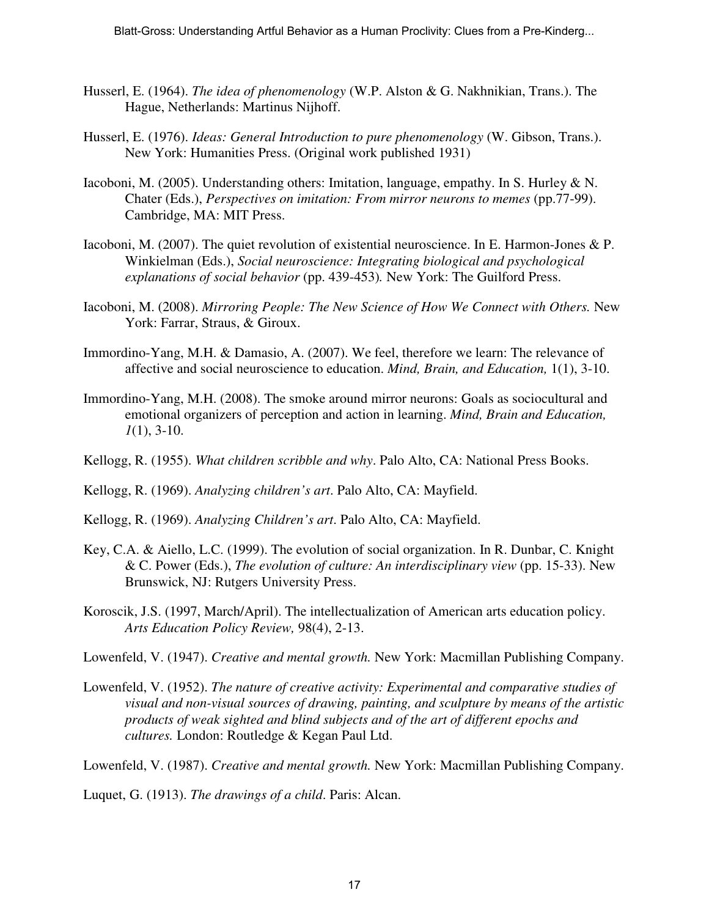Husserl, E. (1964). *The idea of phenomenology* (W.P. Alston & G. Nakhnikian, Trans.). The Hague, Netherlands: Martinus Nijhoff.

Husserl, E. (1976). *Ideas: General Introduction to pure phenomenology* (W. Gibson, Trans.). New York: Humanities Press. (Original work published 1931)

Iacoboni, M. (2005). Understanding others: Imitation, language, empathy. In S. Hurley & N. Chater (Eds.), *Perspectives on imitation: From mirror neurons to memes* (pp.77-99). Cambridge, MA: MIT Press.

Iacoboni, M. (2007). The quiet revolution of existential neuroscience. In E. Harmon-Jones & P. Winkielman (Eds.), *Social neuroscience: Integrating biological and psychological explanations of social behavior* (pp. 439-453). New York: The Guilford Press.

Iacoboni, M. (2008). *Mirroring People: The New Science of How We Connect with Others.* New York: Farrar, Straus, & Giroux.

Immordino-Yang, M.H. & Damasio, A. (2007). We feel, therefore we learn: The relevance of affective and social neuroscience to education. *Mind, Brain, and Education,* 1(1), 3-10.

Immordino-Yang, M.H. (2008). The smoke around mirror neurons: Goals as sociocultural and emotional organizers of perception and action in learning. *Mind, Brain and Education, 1*(1), 3-10.

Kellogg, R. (1955). *What children scribble and why*. Palo Alto, CA: National Press Books.

Kellogg, R. (1969). *Analyzing children's art*. Palo Alto, CA: Mayfield.

Kellogg, R. (1969). *Analyzing Children's art*. Palo Alto, CA: Mayfield.

Key, C.A. & Aiello, L.C. (1999). The evolution of social organization. In R. Dunbar, C. Knight & C. Power (Eds.), *The evolution of culture: An interdisciplinary view* (pp. 15-33). New Brunswick, NJ: Rutgers University Press.

Koroscik, J.S. (1997, March/April). The intellectualization of American arts education policy. *Arts Education Policy Review,* 98(4), 2-13.

Lowenfeld, V. (1947). *Creative and mental growth.* New York: Macmillan Publishing Company.

Lowenfeld, V. (1952). *The nature of creative activity: Experimental and comparative studies of visual and non-visual sources of drawing, painting, and sculpture by means of the artistic products of weak sighted and blind subjects and of the art of different epochs and cultures.* London: Routledge & Kegan Paul Ltd.

Lowenfeld, V. (1987). *Creative and mental growth.* New York: Macmillan Publishing Company.

Luquet, G. (1913). *The drawings of a child*. Paris: Alcan.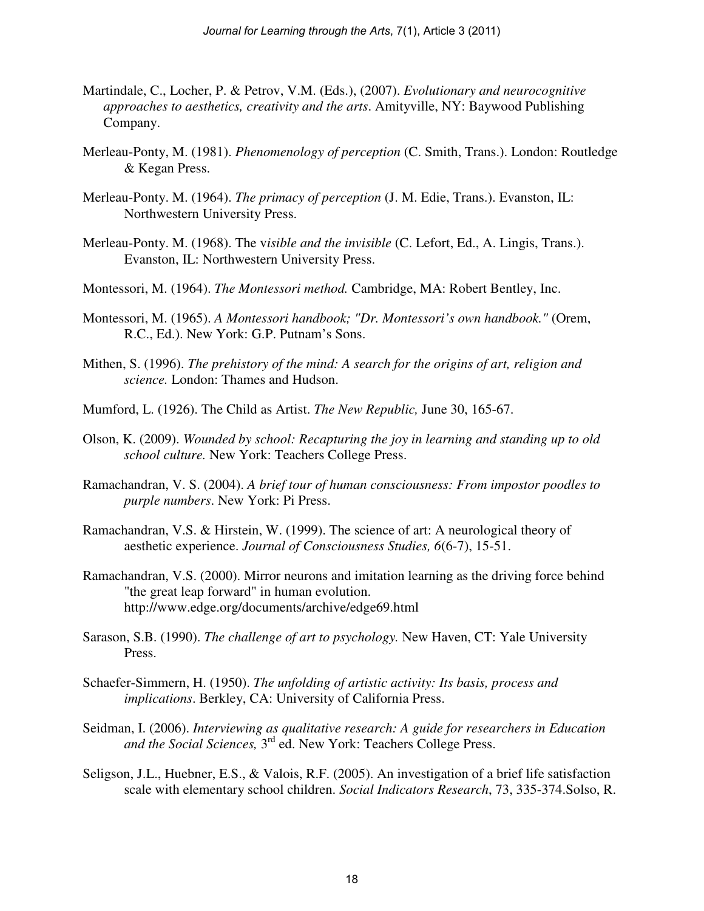Martindale, C., Locher, P. & Petrov, V.M. (Eds.), (2007). *Evolutionary and neurocognitive approaches to aesthetics, creativity and the arts*. Amityville, NY: Baywood Publishing Company.

Merleau-Ponty, M. (1981). *Phenomenology of perception* (C. Smith, Trans.). London: Routledge & Kegan Press.

Merleau-Ponty. M. (1964). *The primacy of perception* (J. M. Edie, Trans.). Evanston, IL: Northwestern University Press.

Merleau-Ponty. M. (1968). The v*isible and the invisible* (C. Lefort, Ed., A. Lingis, Trans.). Evanston, IL: Northwestern University Press.

Montessori, M. (1964). *The Montessori method.* Cambridge, MA: Robert Bentley, Inc.

Montessori, M. (1965). *A Montessori handbook; "Dr. Montessori's own handbook."* (Orem, R.C., Ed.). New York: G.P. Putnam's Sons.

Mithen, S. (1996). *The prehistory of the mind: A search for the origins of art, religion and science.* London: Thames and Hudson.

Mumford, L. (1926). The Child as Artist. *The New Republic,* June 30, 165-67.

Olson, K. (2009). *Wounded by school: Recapturing the joy in learning and standing up to old school culture.* New York: Teachers College Press.

Ramachandran, V. S. (2004). *A brief tour of human consciousness: From impostor poodles to purple numbers*. New York: Pi Press.

Ramachandran, V.S. & Hirstein, W. (1999). The science of art: A neurological theory of aesthetic experience. *Journal of Consciousness Studies, 6*(6-7), 15-51.

Ramachandran, V.S. (2000). Mirror neurons and imitation learning as the driving force behind "the great leap forward" in human evolution. http://www.edge.org/documents/archive/edge69.html

Sarason, S.B. (1990). *The challenge of art to psychology.* New Haven, CT: Yale University Press.

Schaefer-Simmern, H. (1950). *The unfolding of artistic activity: Its basis, process and implications*. Berkley, CA: University of California Press.

Seidman, I. (2006). *Interviewing as qualitative research: A guide for researchers in Education and the Social Sciences,* 3rd ed. New York: Teachers College Press.

Seligson, J.L., Huebner, E.S., & Valois, R.F. (2005). An investigation of a brief life satisfaction scale with elementary school children. *Social Indicators Research*, 73, 335-374.Solso, R.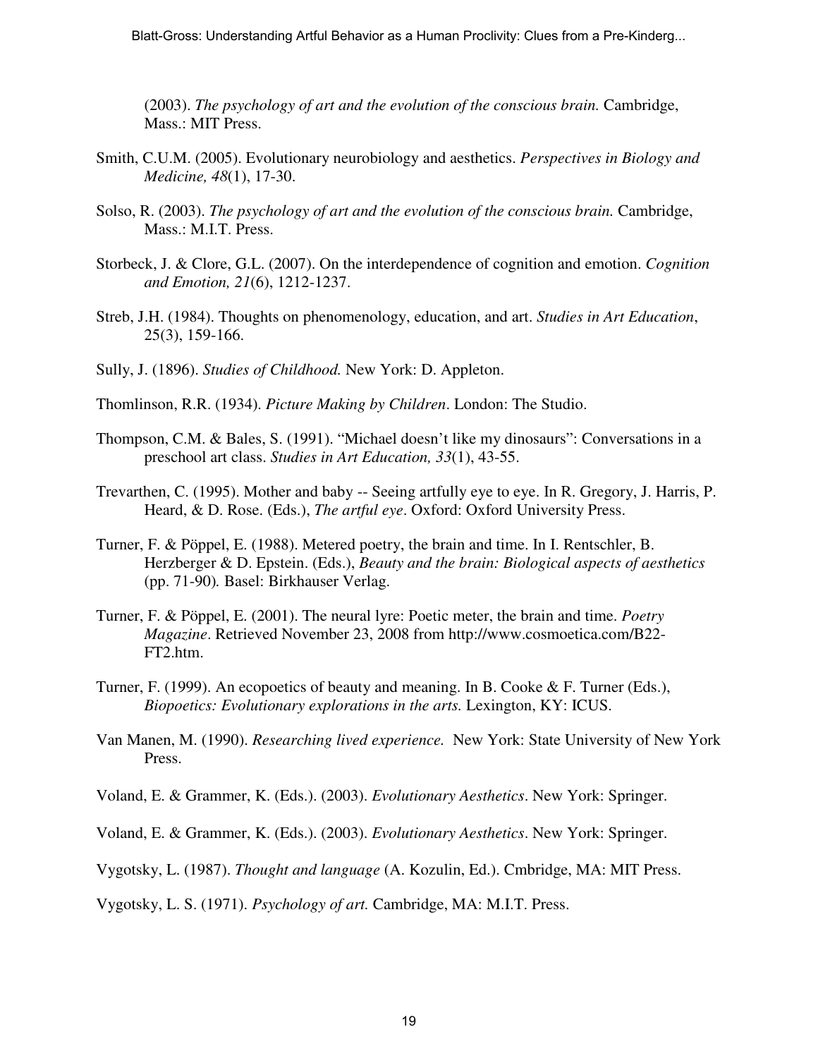(2003). *The psychology of art and the evolution of the conscious brain.* Cambridge, Mass.: MIT Press.

Smith, C.U.M. (2005). Evolutionary neurobiology and aesthetics. *Perspectives in Biology and Medicine, 48*(1), 17-30.

Solso, R. (2003). *The psychology of art and the evolution of the conscious brain.* Cambridge, Mass.: M.I.T. Press.

Storbeck, J. & Clore, G.L. (2007). On the interdependence of cognition and emotion. *Cognition and Emotion, 21*(6), 1212-1237.

Streb, J.H. (1984). Thoughts on phenomenology, education, and art. *Studies in Art Education*, 25(3), 159-166.

Sully, J. (1896). *Studies of Childhood.* New York: D. Appleton.

Thomlinson, R.R. (1934). *Picture Making by Children*. London: The Studio.

Thompson, C.M. & Bales, S. (1991). "Michael doesn't like my dinosaurs": Conversations in a preschool art class. *Studies in Art Education, 33*(1), 43-55.

Trevarthen, C. (1995). Mother and baby -- Seeing artfully eye to eye. In R. Gregory, J. Harris, P. Heard, & D. Rose. (Eds.), *The artful eye*. Oxford: Oxford University Press.

Turner, F. & Pöppel, E. (1988). Metered poetry, the brain and time. In I. Rentschler, B. Herzberger & D. Epstein. (Eds.), *Beauty and the brain: Biological aspects of aesthetics* (pp. 71-90)*.* Basel: Birkhauser Verlag.

Turner, F. & Pöppel, E. (2001). The neural lyre: Poetic meter, the brain and time. *Poetry Magazine*. Retrieved November 23, 2008 from http://www.cosmoetica.com/B22-FT2.htm.

Turner, F. (1999). An ecopoetics of beauty and meaning. In B. Cooke & F. Turner (Eds.), *Biopoetics: Evolutionary explorations in the arts.* Lexington, KY: ICUS.

Van Manen, M. (1990). *Researching lived experience.* New York: State University of New York Press.

Voland, E. & Grammer, K. (Eds.). (2003). *Evolutionary Aesthetics*. New York: Springer.

Voland, E. & Grammer, K. (Eds.). (2003). *Evolutionary Aesthetics*. New York: Springer.

Vygotsky, L. (1987). *Thought and language* (A. Kozulin, Ed.). Cmbridge, MA: MIT Press.

Vygotsky, L. S. (1971). *Psychology of art.* Cambridge, MA: M.I.T. Press.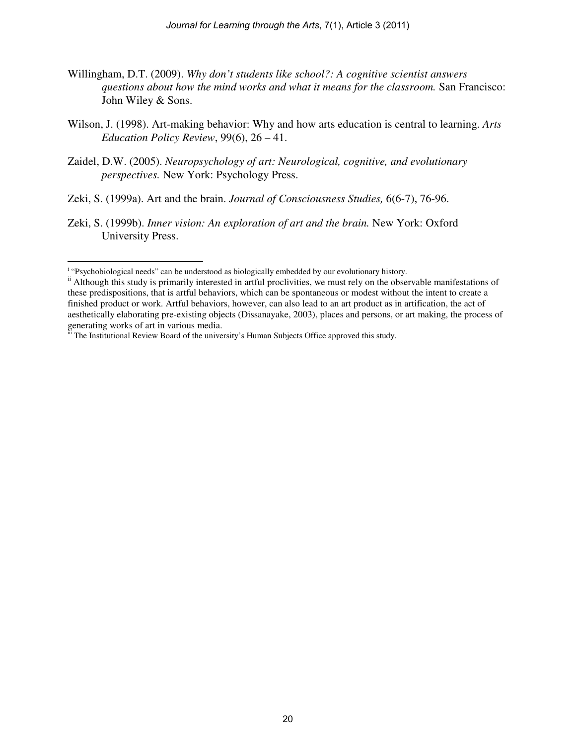Willingham, D.T. (2009). *Why don't students like school?: A cognitive scientist answers questions about how the mind works and what it means for the classroom.* San Francisco: John Wiley & Sons.

Wilson, J. (1998). Art-making behavior: Why and how arts education is central to learning. *Arts Education Policy Review*, 99(6), 26 – 41.

Zaidel, D.W. (2005). *Neuropsychology of art: Neurological, cognitive, and evolutionary perspectives.* New York: Psychology Press.

Zeki, S. (1999a). Art and the brain. *Journal of Consciousness Studies,* 6(6-7), 76-96.

Zeki, S. (1999b). *Inner vision: An exploration of art and the brain.* New York: Oxford University Press.

---

[i] "Psychobiological needs" can be understood as biologically embedded by our evolutionary history.

[ii] Although this study is primarily interested in artful proclivities, we must rely on the observable manifestations of these predispositions, that is artful behaviors, which can be spontaneous or modest without the intent to create a finished product or work. Artful behaviors, however, can also lead to an art product as in artification, the act of aesthetically elaborating pre-existing objects (Dissanayake, 2003), places and persons, or art making, the process of generating works of art in various media.

[iii] The Institutional Review Board of the university's Human Subjects Office approved this study.